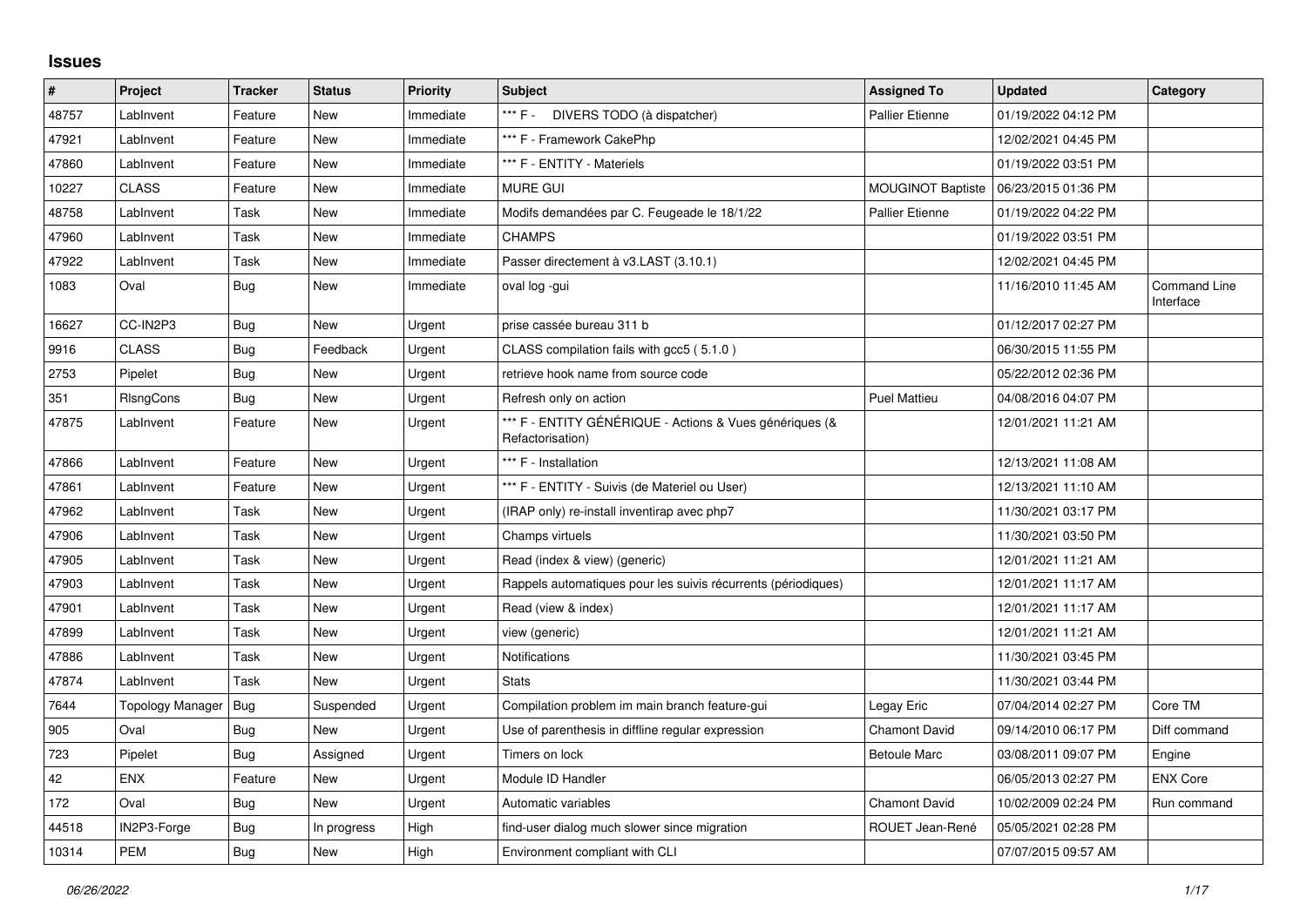# Issues

| # | Project | Tracker | Status | Priority | Subject | Assigned To | Updated | Category |
|---|---|---|---|---|---|---|---|---|
| 48757 | LabInvent | Feature | New | Immediate | *** F - DIVERS TODO (à dispatcher) | Pallier Etienne | 01/19/2022 04:12 PM | |
| 47921 | LabInvent | Feature | New | Immediate | *** F - Framework CakePhp | | 12/02/2021 04:45 PM | |
| 47860 | LabInvent | Feature | New | Immediate | *** F - ENTITY - Materiels | | 01/19/2022 03:51 PM | |
| 10227 | CLASS | Feature | New | Immediate | MURE GUI | MOUGINOT Baptiste | 06/23/2015 01:36 PM | |
| 48758 | LabInvent | Task | New | Immediate | Modifs demandées par C. Feugeade le 18/1/22 | Pallier Etienne | 01/19/2022 04:22 PM | |
| 47960 | LabInvent | Task | New | Immediate | CHAMPS | | 01/19/2022 03:51 PM | |
| 47922 | LabInvent | Task | New | Immediate | Passer directement à v3.LAST (3.10.1) | | 12/02/2021 04:45 PM | |
| 1083 | Oval | Bug | New | Immediate | oval log -gui | | 11/16/2010 11:45 AM | Command Line Interface |
| 16627 | CC-IN2P3 | Bug | New | Urgent | prise cassée bureau 311 b | | 01/12/2017 02:27 PM | |
| 9916 | CLASS | Bug | Feedback | Urgent | CLASS compilation fails with gcc5 ( 5.1.0 ) | | 06/30/2015 11:55 PM | |
| 2753 | Pipelet | Bug | New | Urgent | retrieve hook name from source code | | 05/22/2012 02:36 PM | |
| 351 | RlsngCons | Bug | New | Urgent | Refresh only on action | Puel Mattieu | 04/08/2016 04:07 PM | |
| 47875 | LabInvent | Feature | New | Urgent | *** F - ENTITY GÉNÉRIQUE - Actions & Vues génériques (& Refactorisation) | | 12/01/2021 11:21 AM | |
| 47866 | LabInvent | Feature | New | Urgent | *** F - Installation | | 12/13/2021 11:08 AM | |
| 47861 | LabInvent | Feature | New | Urgent | *** F - ENTITY - Suivis (de Materiel ou User) | | 12/13/2021 11:10 AM | |
| 47962 | LabInvent | Task | New | Urgent | (IRAP only) re-install inventirap avec php7 | | 11/30/2021 03:17 PM | |
| 47906 | LabInvent | Task | New | Urgent | Champs virtuels | | 11/30/2021 03:50 PM | |
| 47905 | LabInvent | Task | New | Urgent | Read (index & view) (generic) | | 12/01/2021 11:21 AM | |
| 47903 | LabInvent | Task | New | Urgent | Rappels automatiques pour les suivis récurrents (périodiques) | | 12/01/2021 11:17 AM | |
| 47901 | LabInvent | Task | New | Urgent | Read (view & index) | | 12/01/2021 11:17 AM | |
| 47899 | LabInvent | Task | New | Urgent | view (generic) | | 12/01/2021 11:21 AM | |
| 47886 | LabInvent | Task | New | Urgent | Notifications | | 11/30/2021 03:45 PM | |
| 47874 | LabInvent | Task | New | Urgent | Stats | | 11/30/2021 03:44 PM | |
| 7644 | Topology Manager | Bug | Suspended | Urgent | Compilation problem im main branch feature-gui | Legay Eric | 07/04/2014 02:27 PM | Core TM |
| 905 | Oval | Bug | New | Urgent | Use of parenthesis in diffline regular expression | Chamont David | 09/14/2010 06:17 PM | Diff command |
| 723 | Pipelet | Bug | Assigned | Urgent | Timers on lock | Betoule Marc | 03/08/2011 09:07 PM | Engine |
| 42 | ENX | Feature | New | Urgent | Module ID Handler | | 06/05/2013 02:27 PM | ENX Core |
| 172 | Oval | Bug | New | Urgent | Automatic variables | Chamont David | 10/02/2009 02:24 PM | Run command |
| 44518 | IN2P3-Forge | Bug | In progress | High | find-user dialog much slower since migration | ROUET Jean-René | 05/05/2021 02:28 PM | |
| 10314 | PEM | Bug | New | High | Environment compliant with CLI | | 07/07/2015 09:57 AM | |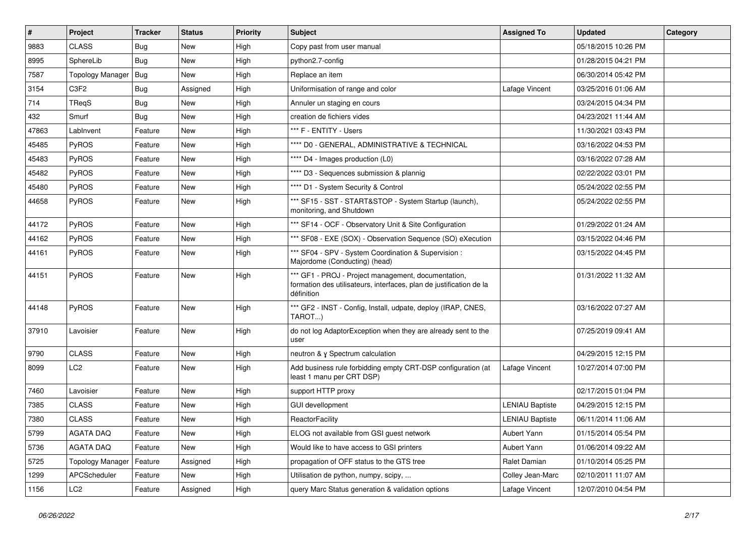| # | Project | Tracker | Status | Priority | Subject | Assigned To | Updated | Category |
|---|---|---|---|---|---|---|---|---|
| 9883 | CLASS | Bug | New | High | Copy past from user manual | | 05/18/2015 10:26 PM | |
| 8995 | SphereLib | Bug | New | High | python2.7-config | | 01/28/2015 04:21 PM | |
| 7587 | Topology Manager | Bug | New | High | Replace an item | | 06/30/2014 05:42 PM | |
| 3154 | C3F2 | Bug | Assigned | High | Uniformisation of range and color | Lafage Vincent | 03/25/2016 01:06 AM | |
| 714 | TReqS | Bug | New | High | Annuler un staging en cours | | 03/24/2015 04:34 PM | |
| 432 | Smurf | Bug | New | High | creation de fichiers vides | | 04/23/2021 11:44 AM | |
| 47863 | LabInvent | Feature | New | High | *** F - ENTITY - Users | | 11/30/2021 03:43 PM | |
| 45485 | PyROS | Feature | New | High | **** D0 - GENERAL, ADMINISTRATIVE & TECHNICAL | | 03/16/2022 04:53 PM | |
| 45483 | PyROS | Feature | New | High | **** D4 - Images production (L0) | | 03/16/2022 07:28 AM | |
| 45482 | PyROS | Feature | New | High | **** D3 - Sequences submission & plannig | | 02/22/2022 03:01 PM | |
| 45480 | PyROS | Feature | New | High | **** D1 - System Security & Control | | 05/24/2022 02:55 PM | |
| 44658 | PyROS | Feature | New | High | *** SF15 - SST - START&STOP - System Startup (launch), monitoring, and Shutdown | | 05/24/2022 02:55 PM | |
| 44172 | PyROS | Feature | New | High | *** SF14 - OCF - Observatory Unit & Site Configuration | | 01/29/2022 01:24 AM | |
| 44162 | PyROS | Feature | New | High | *** SF08 - EXE (SOX) - Observation Sequence (SO) eXecution | | 03/15/2022 04:46 PM | |
| 44161 | PyROS | Feature | New | High | *** SF04 - SPV - System Coordination & Supervision : Majordome (Conducting) (head) | | 03/15/2022 04:45 PM | |
| 44151 | PyROS | Feature | New | High | *** GF1 - PROJ - Project management, documentation, formation des utilisateurs, interfaces, plan de justification de la définition | | 01/31/2022 11:32 AM | |
| 44148 | PyROS | Feature | New | High | *** GF2 - INST - Config, Install, udpate, deploy (IRAP, CNES, TAROT...) | | 03/16/2022 07:27 AM | |
| 37910 | Lavoisier | Feature | New | High | do not log AdaptorException when they are already sent to the user | | 07/25/2019 09:41 AM | |
| 9790 | CLASS | Feature | New | High | neutron & γ Spectrum calculation | | 04/29/2015 12:15 PM | |
| 8099 | LC2 | Feature | New | High | Add business rule forbidding empty CRT-DSP configuration (at least 1 manu per CRT DSP) | Lafage Vincent | 10/27/2014 07:00 PM | |
| 7460 | Lavoisier | Feature | New | High | support HTTP proxy | | 02/17/2015 01:04 PM | |
| 7385 | CLASS | Feature | New | High | GUI devellopment | LENIAU Baptiste | 04/29/2015 12:15 PM | |
| 7380 | CLASS | Feature | New | High | ReactorFacility | LENIAU Baptiste | 06/11/2014 11:06 AM | |
| 5799 | AGATA DAQ | Feature | New | High | ELOG not available from GSI guest network | Aubert Yann | 01/15/2014 05:54 PM | |
| 5736 | AGATA DAQ | Feature | New | High | Would like to have access to GSI printers | Aubert Yann | 01/06/2014 09:22 AM | |
| 5725 | Topology Manager | Feature | Assigned | High | propagation of OFF status to the GTS tree | Ralet Damian | 01/10/2014 05:25 PM | |
| 1299 | APCScheduler | Feature | New | High | Utilisation de python, numpy, scipy, ... | Colley Jean-Marc | 02/10/2011 11:07 AM | |
| 1156 | LC2 | Feature | Assigned | High | query Marc Status generation & validation options | Lafage Vincent | 12/07/2010 04:54 PM | |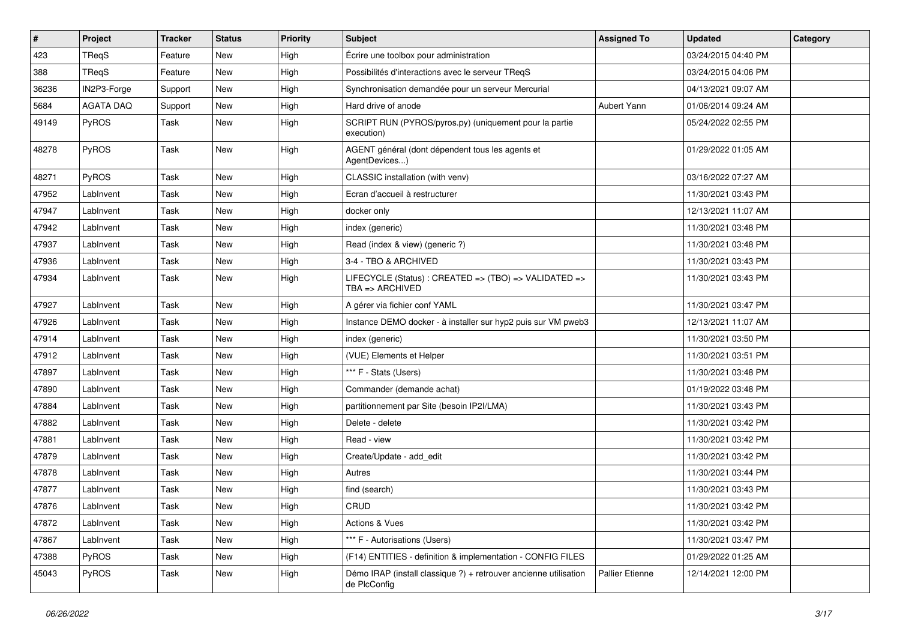| # | Project | Tracker | Status | Priority | Subject | Assigned To | Updated | Category |
|---|---|---|---|---|---|---|---|---|
| 423 | TReqS | Feature | New | High | Écrire une toolbox pour administration | | 03/24/2015 04:40 PM | |
| 388 | TReqS | Feature | New | High | Possibilités d'interactions avec le serveur TReqS | | 03/24/2015 04:06 PM | |
| 36236 | IN2P3-Forge | Support | New | High | Synchronisation demandée pour un serveur Mercurial | | 04/13/2021 09:07 AM | |
| 5684 | AGATA DAQ | Support | New | High | Hard drive of anode | Aubert Yann | 01/06/2014 09:24 AM | |
| 49149 | PyROS | Task | New | High | SCRIPT RUN (PYROS/pyros.py) (uniquement pour la partie execution) | | 05/24/2022 02:55 PM | |
| 48278 | PyROS | Task | New | High | AGENT général (dont dépendent tous les agents et AgentDevices...) | | 01/29/2022 01:05 AM | |
| 48271 | PyROS | Task | New | High | CLASSIC installation (with venv) | | 03/16/2022 07:27 AM | |
| 47952 | LabInvent | Task | New | High | Ecran d'accueil à restructurer | | 11/30/2021 03:43 PM | |
| 47947 | LabInvent | Task | New | High | docker only | | 12/13/2021 11:07 AM | |
| 47942 | LabInvent | Task | New | High | index (generic) | | 11/30/2021 03:48 PM | |
| 47937 | LabInvent | Task | New | High | Read (index & view) (generic ?) | | 11/30/2021 03:48 PM | |
| 47936 | LabInvent | Task | New | High | 3-4 - TBO & ARCHIVED | | 11/30/2021 03:43 PM | |
| 47934 | LabInvent | Task | New | High | LIFECYCLE (Status) : CREATED => (TBO) => VALIDATED => TBA => ARCHIVED | | 11/30/2021 03:43 PM | |
| 47927 | LabInvent | Task | New | High | A gérer via fichier conf YAML | | 11/30/2021 03:47 PM | |
| 47926 | LabInvent | Task | New | High | Instance DEMO docker - à installer sur hyp2 puis sur VM pweb3 | | 12/13/2021 11:07 AM | |
| 47914 | LabInvent | Task | New | High | index (generic) | | 11/30/2021 03:50 PM | |
| 47912 | LabInvent | Task | New | High | (VUE) Elements et Helper | | 11/30/2021 03:51 PM | |
| 47897 | LabInvent | Task | New | High | *** F - Stats (Users) | | 11/30/2021 03:48 PM | |
| 47890 | LabInvent | Task | New | High | Commander (demande achat) | | 01/19/2022 03:48 PM | |
| 47884 | LabInvent | Task | New | High | partitionnement par Site (besoin IP2I/LMA) | | 11/30/2021 03:43 PM | |
| 47882 | LabInvent | Task | New | High | Delete - delete | | 11/30/2021 03:42 PM | |
| 47881 | LabInvent | Task | New | High | Read - view | | 11/30/2021 03:42 PM | |
| 47879 | LabInvent | Task | New | High | Create/Update - add_edit | | 11/30/2021 03:42 PM | |
| 47878 | LabInvent | Task | New | High | Autres | | 11/30/2021 03:44 PM | |
| 47877 | LabInvent | Task | New | High | find (search) | | 11/30/2021 03:43 PM | |
| 47876 | LabInvent | Task | New | High | CRUD | | 11/30/2021 03:42 PM | |
| 47872 | LabInvent | Task | New | High | Actions & Vues | | 11/30/2021 03:42 PM | |
| 47867 | LabInvent | Task | New | High | *** F - Autorisations (Users) | | 11/30/2021 03:47 PM | |
| 47388 | PyROS | Task | New | High | (F14) ENTITIES - definition & implementation - CONFIG FILES | | 01/29/2022 01:25 AM | |
| 45043 | PyROS | Task | New | High | Démo IRAP (install classique ?) + retrouver ancienne utilisation de PlcConfig | Pallier Etienne | 12/14/2021 12:00 PM | |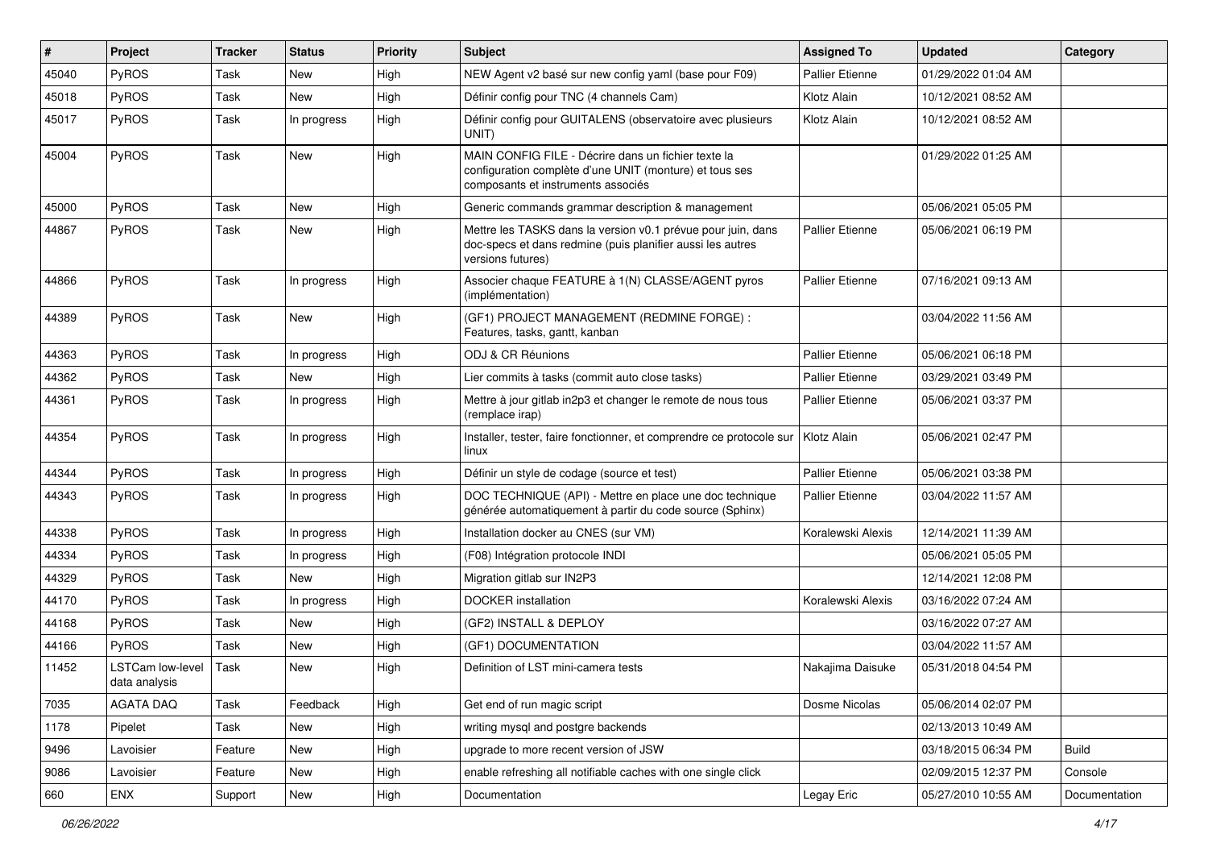| # | Project | Tracker | Status | Priority | Subject | Assigned To | Updated | Category |
|---|---|---|---|---|---|---|---|---|
| 45040 | PyROS | Task | New | High | NEW Agent v2 basé sur new config yaml (base pour F09) | Pallier Etienne | 01/29/2022 01:04 AM | |
| 45018 | PyROS | Task | New | High | Définir config pour TNC (4 channels Cam) | Klotz Alain | 10/12/2021 08:52 AM | |
| 45017 | PyROS | Task | In progress | High | Définir config pour GUITALENS (observatoire avec plusieurs UNIT) | Klotz Alain | 10/12/2021 08:52 AM | |
| 45004 | PyROS | Task | New | High | MAIN CONFIG FILE - Décrire dans un fichier texte la configuration complète d'une UNIT (monture) et tous ses composants et instruments associés | | 01/29/2022 01:25 AM | |
| 45000 | PyROS | Task | New | High | Generic commands grammar description & management | | 05/06/2021 05:05 PM | |
| 44867 | PyROS | Task | New | High | Mettre les TASKS dans la version v0.1 prévue pour juin, dans doc-specs et dans redmine (puis planifier aussi les autres versions futures) | Pallier Etienne | 05/06/2021 06:19 PM | |
| 44866 | PyROS | Task | In progress | High | Associer chaque FEATURE à 1(N) CLASSE/AGENT pyros (implémentation) | Pallier Etienne | 07/16/2021 09:13 AM | |
| 44389 | PyROS | Task | New | High | (GF1) PROJECT MANAGEMENT (REDMINE FORGE) : Features, tasks, gantt, kanban | | 03/04/2022 11:56 AM | |
| 44363 | PyROS | Task | In progress | High | ODJ & CR Réunions | Pallier Etienne | 05/06/2021 06:18 PM | |
| 44362 | PyROS | Task | New | High | Lier commits à tasks (commit auto close tasks) | Pallier Etienne | 03/29/2021 03:49 PM | |
| 44361 | PyROS | Task | In progress | High | Mettre à jour gitlab in2p3 et changer le remote de nous tous (remplace irap) | Pallier Etienne | 05/06/2021 03:37 PM | |
| 44354 | PyROS | Task | In progress | High | Installer, tester, faire fonctionner, et comprendre ce protocole sur linux | Klotz Alain | 05/06/2021 02:47 PM | |
| 44344 | PyROS | Task | In progress | High | Définir un style de codage (source et test) | Pallier Etienne | 05/06/2021 03:38 PM | |
| 44343 | PyROS | Task | In progress | High | DOC TECHNIQUE (API) - Mettre en place une doc technique générée automatiquement à partir du code source (Sphinx) | Pallier Etienne | 03/04/2022 11:57 AM | |
| 44338 | PyROS | Task | In progress | High | Installation docker au CNES (sur VM) | Koralewski Alexis | 12/14/2021 11:39 AM | |
| 44334 | PyROS | Task | In progress | High | (F08) Intégration protocole INDI | | 05/06/2021 05:05 PM | |
| 44329 | PyROS | Task | New | High | Migration gitlab sur IN2P3 | | 12/14/2021 12:08 PM | |
| 44170 | PyROS | Task | In progress | High | DOCKER installation | Koralewski Alexis | 03/16/2022 07:24 AM | |
| 44168 | PyROS | Task | New | High | (GF2) INSTALL & DEPLOY | | 03/16/2022 07:27 AM | |
| 44166 | PyROS | Task | New | High | (GF1) DOCUMENTATION | | 03/04/2022 11:57 AM | |
| 11452 | LSTCam low-level data analysis | Task | New | High | Definition of LST mini-camera tests | Nakajima Daisuke | 05/31/2018 04:54 PM | |
| 7035 | AGATA DAQ | Task | Feedback | High | Get end of run magic script | Dosme Nicolas | 05/06/2014 02:07 PM | |
| 1178 | Pipelet | Task | New | High | writing mysql and postgre backends | | 02/13/2013 10:49 AM | |
| 9496 | Lavoisier | Feature | New | High | upgrade to more recent version of JSW | | 03/18/2015 06:34 PM | Build |
| 9086 | Lavoisier | Feature | New | High | enable refreshing all notifiable caches with one single click | | 02/09/2015 12:37 PM | Console |
| 660 | ENX | Support | New | High | Documentation | Legay Eric | 05/27/2010 10:55 AM | Documentation |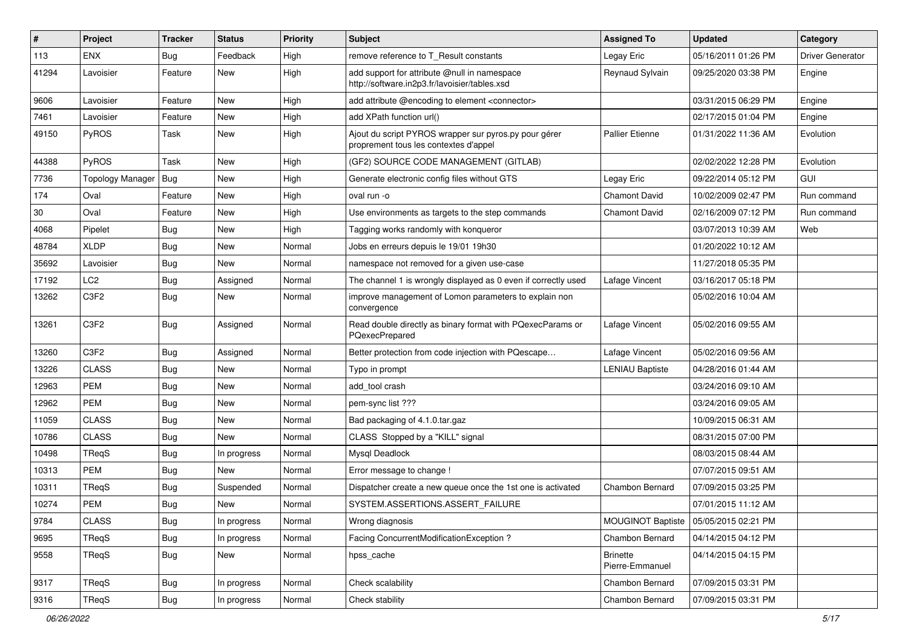| # | Project | Tracker | Status | Priority | Subject | Assigned To | Updated | Category |
| --- | --- | --- | --- | --- | --- | --- | --- | --- |
| 113 | ENX | Bug | Feedback | High | remove reference to T_Result constants | Legay Eric | 05/16/2011 01:26 PM | Driver Generator |
| 41294 | Lavoisier | Feature | New | High | add support for attribute @null in namespace http://software.in2p3.fr/lavoisier/tables.xsd | Reynaud Sylvain | 09/25/2020 03:38 PM | Engine |
| 9606 | Lavoisier | Feature | New | High | add attribute @encoding to element <connector> | | 03/31/2015 06:29 PM | Engine |
| 7461 | Lavoisier | Feature | New | High | add XPath function url() | | 02/17/2015 01:04 PM | Engine |
| 49150 | PyROS | Task | New | High | Ajout du script PYROS wrapper sur pyros.py pour gérer proprement tous les contextes d'appel | Pallier Etienne | 01/31/2022 11:36 AM | Evolution |
| 44388 | PyROS | Task | New | High | (GF2) SOURCE CODE MANAGEMENT (GITLAB) | | 02/02/2022 12:28 PM | Evolution |
| 7736 | Topology Manager | Bug | New | High | Generate electronic config files without GTS | Legay Eric | 09/22/2014 05:12 PM | GUI |
| 174 | Oval | Feature | New | High | oval run -o | Chamont David | 10/02/2009 02:47 PM | Run command |
| 30 | Oval | Feature | New | High | Use environments as targets to the step commands | Chamont David | 02/16/2009 07:12 PM | Run command |
| 4068 | Pipelet | Bug | New | High | Tagging works randomly with konqueror | | 03/07/2013 10:39 AM | Web |
| 48784 | XLDP | Bug | New | Normal | Jobs en erreurs depuis le 19/01 19h30 | | 01/20/2022 10:12 AM | |
| 35692 | Lavoisier | Bug | New | Normal | namespace not removed for a given use-case | | 11/27/2018 05:35 PM | |
| 17192 | LC2 | Bug | Assigned | Normal | The channel 1 is wrongly displayed as 0 even if correctly used | Lafage Vincent | 03/16/2017 05:18 PM | |
| 13262 | C3F2 | Bug | New | Normal | improve management of Lomon parameters to explain non convergence | | 05/02/2016 10:04 AM | |
| 13261 | C3F2 | Bug | Assigned | Normal | Read double directly as binary format with PQexecParams or PQexecPrepared | Lafage Vincent | 05/02/2016 09:55 AM | |
| 13260 | C3F2 | Bug | Assigned | Normal | Better protection from code injection with PQescape… | Lafage Vincent | 05/02/2016 09:56 AM | |
| 13226 | CLASS | Bug | New | Normal | Typo in prompt | LENIAU Baptiste | 04/28/2016 01:44 AM | |
| 12963 | PEM | Bug | New | Normal | add_tool crash | | 03/24/2016 09:10 AM | |
| 12962 | PEM | Bug | New | Normal | pem-sync list ??? | | 03/24/2016 09:05 AM | |
| 11059 | CLASS | Bug | New | Normal | Bad packaging of 4.1.0.tar.gaz | | 10/09/2015 06:31 AM | |
| 10786 | CLASS | Bug | New | Normal | CLASS Stopped by a "KILL" signal | | 08/31/2015 07:00 PM | |
| 10498 | TReqS | Bug | In progress | Normal | Mysql Deadlock | | 08/03/2015 08:44 AM | |
| 10313 | PEM | Bug | New | Normal | Error message to change ! | | 07/07/2015 09:51 AM | |
| 10311 | TReqS | Bug | Suspended | Normal | Dispatcher create a new queue once the 1st one is activated | Chambon Bernard | 07/09/2015 03:25 PM | |
| 10274 | PEM | Bug | New | Normal | SYSTEM.ASSERTIONS.ASSERT_FAILURE | | 07/01/2015 11:12 AM | |
| 9784 | CLASS | Bug | In progress | Normal | Wrong diagnosis | MOUGINOT Baptiste | 05/05/2015 02:21 PM | |
| 9695 | TReqS | Bug | In progress | Normal | Facing ConcurrentModificationException ? | Chambon Bernard | 04/14/2015 04:12 PM | |
| 9558 | TReqS | Bug | New | Normal | hpss_cache | Brinette Pierre-Emmanuel | 04/14/2015 04:15 PM | |
| 9317 | TReqS | Bug | In progress | Normal | Check scalability | Chambon Bernard | 07/09/2015 03:31 PM | |
| 9316 | TReqS | Bug | In progress | Normal | Check stability | Chambon Bernard | 07/09/2015 03:31 PM | |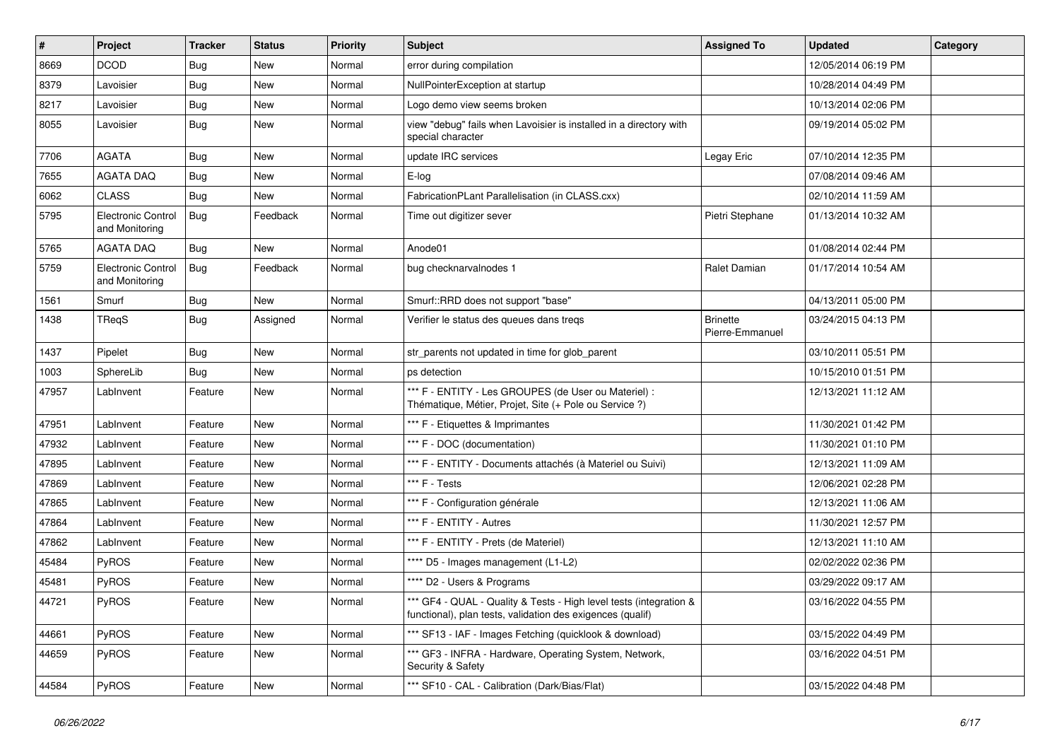| # | Project | Tracker | Status | Priority | Subject | Assigned To | Updated | Category |
|---|---|---|---|---|---|---|---|---|
| 8669 | DCOD | Bug | New | Normal | error during compilation | | 12/05/2014 06:19 PM | |
| 8379 | Lavoisier | Bug | New | Normal | NullPointerException at startup | | 10/28/2014 04:49 PM | |
| 8217 | Lavoisier | Bug | New | Normal | Logo demo view seems broken | | 10/13/2014 02:06 PM | |
| 8055 | Lavoisier | Bug | New | Normal | view "debug" fails when Lavoisier is installed in a directory with special character | | 09/19/2014 05:02 PM | |
| 7706 | AGATA | Bug | New | Normal | update IRC services | Legay Eric | 07/10/2014 12:35 PM | |
| 7655 | AGATA DAQ | Bug | New | Normal | E-log | | 07/08/2014 09:46 AM | |
| 6062 | CLASS | Bug | New | Normal | FabricationPLant Parallelisation (in CLASS.cxx) | | 02/10/2014 11:59 AM | |
| 5795 | Electronic Control and Monitoring | Bug | Feedback | Normal | Time out digitizer sever | Pietri Stephane | 01/13/2014 10:32 AM | |
| 5765 | AGATA DAQ | Bug | New | Normal | Anode01 | | 01/08/2014 02:44 PM | |
| 5759 | Electronic Control and Monitoring | Bug | Feedback | Normal | bug checknarvalnodes 1 | Ralet Damian | 01/17/2014 10:54 AM | |
| 1561 | Smurf | Bug | New | Normal | Smurf::RRD does not support "base" | | 04/13/2011 05:00 PM | |
| 1438 | TReqS | Bug | Assigned | Normal | Verifier le status des queues dans treqs | Brinette Pierre-Emmanuel | 03/24/2015 04:13 PM | |
| 1437 | Pipelet | Bug | New | Normal | str_parents not updated in time for glob_parent | | 03/10/2011 05:51 PM | |
| 1003 | SphereLib | Bug | New | Normal | ps detection | | 10/15/2010 01:51 PM | |
| 47957 | LabInvent | Feature | New | Normal | *** F - ENTITY - Les GROUPES (de User ou Materiel) : Thématique, Métier, Projet, Site (+ Pole ou Service ?) | | 12/13/2021 11:12 AM | |
| 47951 | LabInvent | Feature | New | Normal | *** F - Etiquettes & Imprimantes | | 11/30/2021 01:42 PM | |
| 47932 | LabInvent | Feature | New | Normal | *** F - DOC (documentation) | | 11/30/2021 01:10 PM | |
| 47895 | LabInvent | Feature | New | Normal | *** F - ENTITY - Documents attachés (à Materiel ou Suivi) | | 12/13/2021 11:09 AM | |
| 47869 | LabInvent | Feature | New | Normal | *** F - Tests | | 12/06/2021 02:28 PM | |
| 47865 | LabInvent | Feature | New | Normal | *** F - Configuration générale | | 12/13/2021 11:06 AM | |
| 47864 | LabInvent | Feature | New | Normal | *** F - ENTITY - Autres | | 11/30/2021 12:57 PM | |
| 47862 | LabInvent | Feature | New | Normal | *** F - ENTITY - Prets (de Materiel) | | 12/13/2021 11:10 AM | |
| 45484 | PyROS | Feature | New | Normal | **** D5 - Images management (L1-L2) | | 02/02/2022 02:36 PM | |
| 45481 | PyROS | Feature | New | Normal | **** D2 - Users & Programs | | 03/29/2022 09:17 AM | |
| 44721 | PyROS | Feature | New | Normal | *** GF4 - QUAL - Quality & Tests - High level tests (integration & functional), plan tests, validation des exigences (qualif) | | 03/16/2022 04:55 PM | |
| 44661 | PyROS | Feature | New | Normal | *** SF13 - IAF - Images Fetching (quicklook & download) | | 03/15/2022 04:49 PM | |
| 44659 | PyROS | Feature | New | Normal | *** GF3 - INFRA - Hardware, Operating System, Network, Security & Safety | | 03/16/2022 04:51 PM | |
| 44584 | PyROS | Feature | New | Normal | *** SF10 - CAL - Calibration (Dark/Bias/Flat) | | 03/15/2022 04:48 PM | |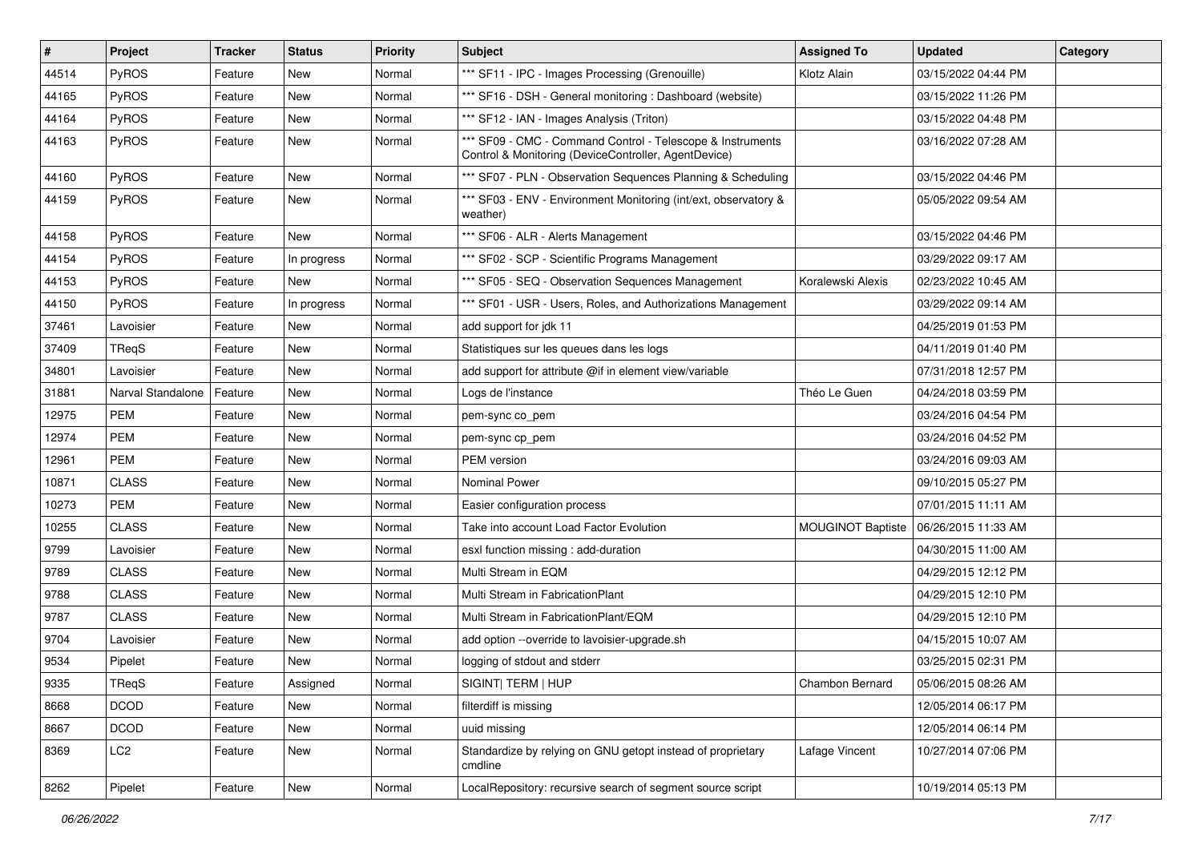| # | Project | Tracker | Status | Priority | Subject | Assigned To | Updated | Category |
|---|---|---|---|---|---|---|---|---|
| 44514 | PyROS | Feature | New | Normal | *** SF11 - IPC - Images Processing (Grenouille) | Klotz Alain | 03/15/2022 04:44 PM | |
| 44165 | PyROS | Feature | New | Normal | *** SF16 - DSH - General monitoring : Dashboard (website) | | 03/15/2022 11:26 PM | |
| 44164 | PyROS | Feature | New | Normal | *** SF12 - IAN - Images Analysis (Triton) | | 03/15/2022 04:48 PM | |
| 44163 | PyROS | Feature | New | Normal | *** SF09 - CMC - Command Control - Telescope & Instruments Control & Monitoring (DeviceController, AgentDevice) | | 03/16/2022 07:28 AM | |
| 44160 | PyROS | Feature | New | Normal | *** SF07 - PLN - Observation Sequences Planning & Scheduling | | 03/15/2022 04:46 PM | |
| 44159 | PyROS | Feature | New | Normal | *** SF03 - ENV - Environment Monitoring (int/ext, observatory & weather) | | 05/05/2022 09:54 AM | |
| 44158 | PyROS | Feature | New | Normal | *** SF06 - ALR - Alerts Management | | 03/15/2022 04:46 PM | |
| 44154 | PyROS | Feature | In progress | Normal | *** SF02 - SCP - Scientific Programs Management | | 03/29/2022 09:17 AM | |
| 44153 | PyROS | Feature | New | Normal | *** SF05 - SEQ - Observation Sequences Management | Koralewski Alexis | 02/23/2022 10:45 AM | |
| 44150 | PyROS | Feature | In progress | Normal | *** SF01 - USR - Users, Roles, and Authorizations Management | | 03/29/2022 09:14 AM | |
| 37461 | Lavoisier | Feature | New | Normal | add support for jdk 11 | | 04/25/2019 01:53 PM | |
| 37409 | TReqS | Feature | New | Normal | Statistiques sur les queues dans les logs | | 04/11/2019 01:40 PM | |
| 34801 | Lavoisier | Feature | New | Normal | add support for attribute @if in element view/variable | | 07/31/2018 12:57 PM | |
| 31881 | Narval Standalone | Feature | New | Normal | Logs de l'instance | Théo Le Guen | 04/24/2018 03:59 PM | |
| 12975 | PEM | Feature | New | Normal | pem-sync co_pem | | 03/24/2016 04:54 PM | |
| 12974 | PEM | Feature | New | Normal | pem-sync cp_pem | | 03/24/2016 04:52 PM | |
| 12961 | PEM | Feature | New | Normal | PEM version | | 03/24/2016 09:03 AM | |
| 10871 | CLASS | Feature | New | Normal | Nominal Power | | 09/10/2015 05:27 PM | |
| 10273 | PEM | Feature | New | Normal | Easier configuration process | | 07/01/2015 11:11 AM | |
| 10255 | CLASS | Feature | New | Normal | Take into account Load Factor Evolution | MOUGINOT Baptiste | 06/26/2015 11:33 AM | |
| 9799 | Lavoisier | Feature | New | Normal | esxl function missing : add-duration | | 04/30/2015 11:00 AM | |
| 9789 | CLASS | Feature | New | Normal | Multi Stream in EQM | | 04/29/2015 12:12 PM | |
| 9788 | CLASS | Feature | New | Normal | Multi Stream in FabricationPlant | | 04/29/2015 12:10 PM | |
| 9787 | CLASS | Feature | New | Normal | Multi Stream in FabricationPlant/EQM | | 04/29/2015 12:10 PM | |
| 9704 | Lavoisier | Feature | New | Normal | add option --override to lavoisier-upgrade.sh | | 04/15/2015 10:07 AM | |
| 9534 | Pipelet | Feature | New | Normal | logging of stdout and stderr | | 03/25/2015 02:31 PM | |
| 9335 | TReqS | Feature | Assigned | Normal | SIGINT\| TERM \| HUP | Chambon Bernard | 05/06/2015 08:26 AM | |
| 8668 | DCOD | Feature | New | Normal | filterdiff is missing | | 12/05/2014 06:17 PM | |
| 8667 | DCOD | Feature | New | Normal | uuid missing | | 12/05/2014 06:14 PM | |
| 8369 | LC2 | Feature | New | Normal | Standardize by relying on GNU getopt instead of proprietary cmdline | Lafage Vincent | 10/27/2014 07:06 PM | |
| 8262 | Pipelet | Feature | New | Normal | LocalRepository: recursive search of segment source script | | 10/19/2014 05:13 PM | |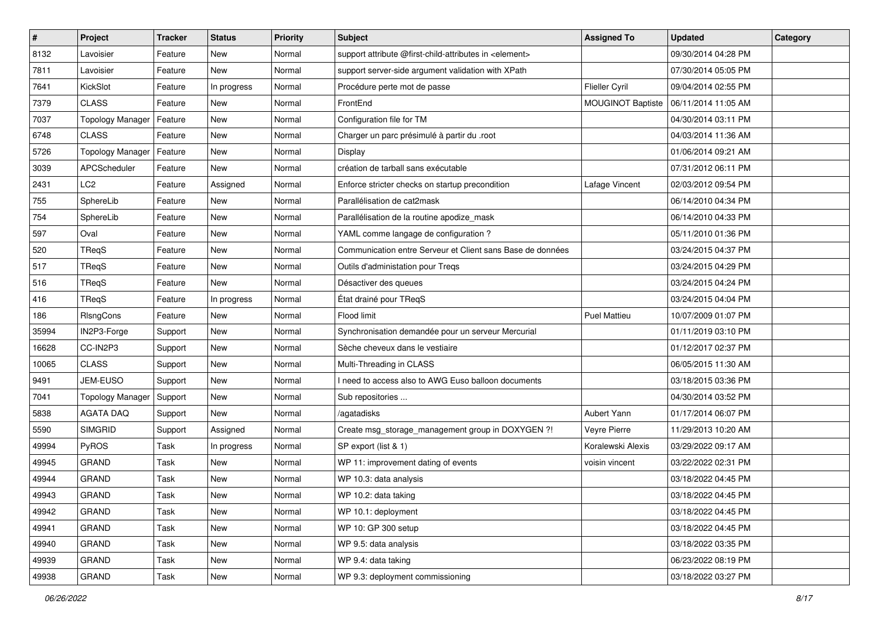| # | Project | Tracker | Status | Priority | Subject | Assigned To | Updated | Category |
|---|---|---|---|---|---|---|---|---|
| 8132 | Lavoisier | Feature | New | Normal | support attribute @first-child-attributes in <element> | | 09/30/2014 04:28 PM | |
| 7811 | Lavoisier | Feature | New | Normal | support server-side argument validation with XPath | | 07/30/2014 05:05 PM | |
| 7641 | KickSlot | Feature | In progress | Normal | Procédure perte mot de passe | Flieller Cyril | 09/04/2014 02:55 PM | |
| 7379 | CLASS | Feature | New | Normal | FrontEnd | MOUGINOT Baptiste | 06/11/2014 11:05 AM | |
| 7037 | Topology Manager | Feature | New | Normal | Configuration file for TM | | 04/30/2014 03:11 PM | |
| 6748 | CLASS | Feature | New | Normal | Charger un parc présimulé à partir du .root | | 04/03/2014 11:36 AM | |
| 5726 | Topology Manager | Feature | New | Normal | Display | | 01/06/2014 09:21 AM | |
| 3039 | APCScheduler | Feature | New | Normal | création de tarball sans exécutable | | 07/31/2012 06:11 PM | |
| 2431 | LC2 | Feature | Assigned | Normal | Enforce stricter checks on startup precondition | Lafage Vincent | 02/03/2012 09:54 PM | |
| 755 | SphereLib | Feature | New | Normal | Parallélisation de cat2mask | | 06/14/2010 04:34 PM | |
| 754 | SphereLib | Feature | New | Normal | Parallélisation de la routine apodize_mask | | 06/14/2010 04:33 PM | |
| 597 | Oval | Feature | New | Normal | YAML comme langage de configuration ? | | 05/11/2010 01:36 PM | |
| 520 | TReqS | Feature | New | Normal | Communication entre Serveur et Client sans Base de données | | 03/24/2015 04:37 PM | |
| 517 | TReqS | Feature | New | Normal | Outils d'administation pour Treqs | | 03/24/2015 04:29 PM | |
| 516 | TReqS | Feature | New | Normal | Désactiver des queues | | 03/24/2015 04:24 PM | |
| 416 | TReqS | Feature | In progress | Normal | État drainé pour TReqS | | 03/24/2015 04:04 PM | |
| 186 | RlsngCons | Feature | New | Normal | Flood limit | Puel Mattieu | 10/07/2009 01:07 PM | |
| 35994 | IN2P3-Forge | Support | New | Normal | Synchronisation demandée pour un serveur Mercurial | | 01/11/2019 03:10 PM | |
| 16628 | CC-IN2P3 | Support | New | Normal | Sèche cheveux dans le vestiaire | | 01/12/2017 02:37 PM | |
| 10065 | CLASS | Support | New | Normal | Multi-Threading in CLASS | | 06/05/2015 11:30 AM | |
| 9491 | JEM-EUSO | Support | New | Normal | I need to access also to AWG Euso balloon documents | | 03/18/2015 03:36 PM | |
| 7041 | Topology Manager | Support | New | Normal | Sub repositories ... | | 04/30/2014 03:52 PM | |
| 5838 | AGATA DAQ | Support | New | Normal | /agatadisks | Aubert Yann | 01/17/2014 06:07 PM | |
| 5590 | SIMGRID | Support | Assigned | Normal | Create msg_storage_management group in DOXYGEN ?! | Veyre Pierre | 11/29/2013 10:20 AM | |
| 49994 | PyROS | Task | In progress | Normal | SP export (list & 1) | Koralewski Alexis | 03/29/2022 09:17 AM | |
| 49945 | GRAND | Task | New | Normal | WP 11: improvement dating of events | voisin vincent | 03/22/2022 02:31 PM | |
| 49944 | GRAND | Task | New | Normal | WP 10.3: data analysis | | 03/18/2022 04:45 PM | |
| 49943 | GRAND | Task | New | Normal | WP 10.2: data taking | | 03/18/2022 04:45 PM | |
| 49942 | GRAND | Task | New | Normal | WP 10.1: deployment | | 03/18/2022 04:45 PM | |
| 49941 | GRAND | Task | New | Normal | WP 10: GP 300 setup | | 03/18/2022 04:45 PM | |
| 49940 | GRAND | Task | New | Normal | WP 9.5: data analysis | | 03/18/2022 03:35 PM | |
| 49939 | GRAND | Task | New | Normal | WP 9.4: data taking | | 06/23/2022 08:19 PM | |
| 49938 | GRAND | Task | New | Normal | WP 9.3: deployment commissioning | | 03/18/2022 03:27 PM | |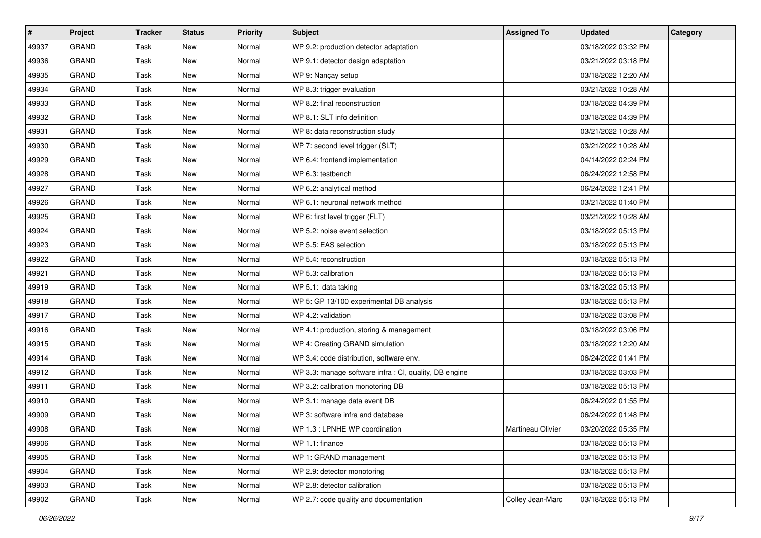| # | Project | Tracker | Status | Priority | Subject | Assigned To | Updated | Category |
|---|---|---|---|---|---|---|---|---|
| 49937 | GRAND | Task | New | Normal | WP 9.2: production detector adaptation | | 03/18/2022 03:32 PM | |
| 49936 | GRAND | Task | New | Normal | WP 9.1: detector design adaptation | | 03/21/2022 03:18 PM | |
| 49935 | GRAND | Task | New | Normal | WP 9: Nançay setup | | 03/18/2022 12:20 AM | |
| 49934 | GRAND | Task | New | Normal | WP 8.3: trigger evaluation | | 03/21/2022 10:28 AM | |
| 49933 | GRAND | Task | New | Normal | WP 8.2: final reconstruction | | 03/18/2022 04:39 PM | |
| 49932 | GRAND | Task | New | Normal | WP 8.1: SLT info definition | | 03/18/2022 04:39 PM | |
| 49931 | GRAND | Task | New | Normal | WP 8: data reconstruction study | | 03/21/2022 10:28 AM | |
| 49930 | GRAND | Task | New | Normal | WP 7: second level trigger (SLT) | | 03/21/2022 10:28 AM | |
| 49929 | GRAND | Task | New | Normal | WP 6.4: frontend implementation | | 04/14/2022 02:24 PM | |
| 49928 | GRAND | Task | New | Normal | WP 6.3: testbench | | 06/24/2022 12:58 PM | |
| 49927 | GRAND | Task | New | Normal | WP 6.2: analytical method | | 06/24/2022 12:41 PM | |
| 49926 | GRAND | Task | New | Normal | WP 6.1: neuronal network method | | 03/21/2022 01:40 PM | |
| 49925 | GRAND | Task | New | Normal | WP 6: first level trigger (FLT) | | 03/21/2022 10:28 AM | |
| 49924 | GRAND | Task | New | Normal | WP 5.2: noise event selection | | 03/18/2022 05:13 PM | |
| 49923 | GRAND | Task | New | Normal | WP 5.5: EAS selection | | 03/18/2022 05:13 PM | |
| 49922 | GRAND | Task | New | Normal | WP 5.4: reconstruction | | 03/18/2022 05:13 PM | |
| 49921 | GRAND | Task | New | Normal | WP 5.3: calibration | | 03/18/2022 05:13 PM | |
| 49919 | GRAND | Task | New | Normal | WP 5.1: data taking | | 03/18/2022 05:13 PM | |
| 49918 | GRAND | Task | New | Normal | WP 5: GP 13/100 experimental DB analysis | | 03/18/2022 05:13 PM | |
| 49917 | GRAND | Task | New | Normal | WP 4.2: validation | | 03/18/2022 03:08 PM | |
| 49916 | GRAND | Task | New | Normal | WP 4.1: production, storing & management | | 03/18/2022 03:06 PM | |
| 49915 | GRAND | Task | New | Normal | WP 4: Creating GRAND simulation | | 03/18/2022 12:20 AM | |
| 49914 | GRAND | Task | New | Normal | WP 3.4: code distribution, software env. | | 06/24/2022 01:41 PM | |
| 49912 | GRAND | Task | New | Normal | WP 3.3: manage software infra : CI, quality, DB engine | | 03/18/2022 03:03 PM | |
| 49911 | GRAND | Task | New | Normal | WP 3.2: calibration monotoring DB | | 03/18/2022 05:13 PM | |
| 49910 | GRAND | Task | New | Normal | WP 3.1: manage data event DB | | 06/24/2022 01:55 PM | |
| 49909 | GRAND | Task | New | Normal | WP 3: software infra and database | | 06/24/2022 01:48 PM | |
| 49908 | GRAND | Task | New | Normal | WP 1.3 : LPNHE WP coordination | Martineau Olivier | 03/20/2022 05:35 PM | |
| 49906 | GRAND | Task | New | Normal | WP 1.1: finance | | 03/18/2022 05:13 PM | |
| 49905 | GRAND | Task | New | Normal | WP 1: GRAND management | | 03/18/2022 05:13 PM | |
| 49904 | GRAND | Task | New | Normal | WP 2.9: detector monotoring | | 03/18/2022 05:13 PM | |
| 49903 | GRAND | Task | New | Normal | WP 2.8: detector calibration | | 03/18/2022 05:13 PM | |
| 49902 | GRAND | Task | New | Normal | WP 2.7: code quality and documentation | Colley Jean-Marc | 03/18/2022 05:13 PM | |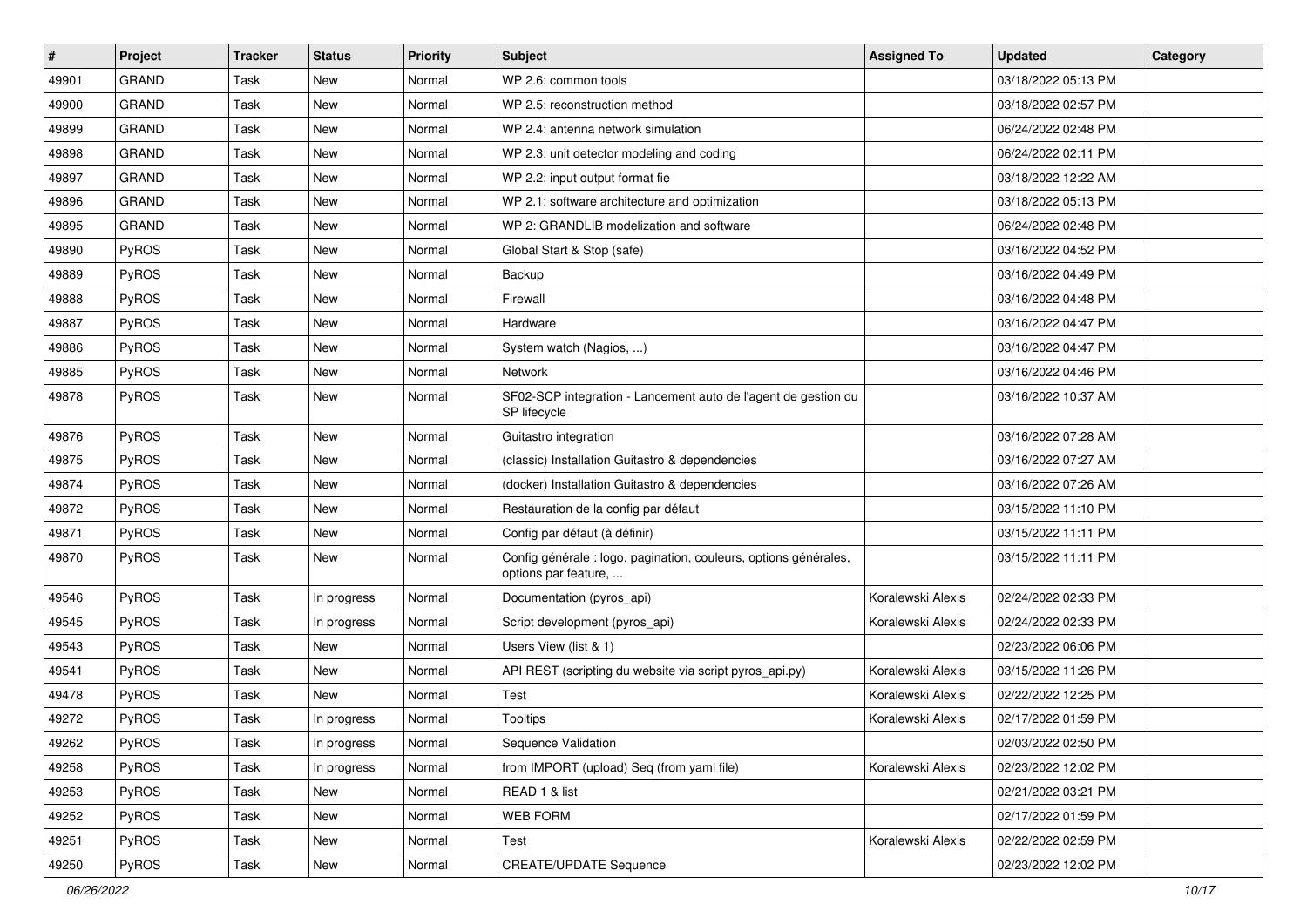| # | Project | Tracker | Status | Priority | Subject | Assigned To | Updated | Category |
|---|---|---|---|---|---|---|---|---|
| 49901 | GRAND | Task | New | Normal | WP 2.6: common tools | | 03/18/2022 05:13 PM | |
| 49900 | GRAND | Task | New | Normal | WP 2.5: reconstruction method | | 03/18/2022 02:57 PM | |
| 49899 | GRAND | Task | New | Normal | WP 2.4: antenna network simulation | | 06/24/2022 02:48 PM | |
| 49898 | GRAND | Task | New | Normal | WP 2.3: unit detector modeling and coding | | 06/24/2022 02:11 PM | |
| 49897 | GRAND | Task | New | Normal | WP 2.2: input output format fie | | 03/18/2022 12:22 AM | |
| 49896 | GRAND | Task | New | Normal | WP 2.1: software architecture and optimization | | 03/18/2022 05:13 PM | |
| 49895 | GRAND | Task | New | Normal | WP 2: GRANDLIB modelization and software | | 06/24/2022 02:48 PM | |
| 49890 | PyROS | Task | New | Normal | Global Start & Stop (safe) | | 03/16/2022 04:52 PM | |
| 49889 | PyROS | Task | New | Normal | Backup | | 03/16/2022 04:49 PM | |
| 49888 | PyROS | Task | New | Normal | Firewall | | 03/16/2022 04:48 PM | |
| 49887 | PyROS | Task | New | Normal | Hardware | | 03/16/2022 04:47 PM | |
| 49886 | PyROS | Task | New | Normal | System watch (Nagios, ...) | | 03/16/2022 04:47 PM | |
| 49885 | PyROS | Task | New | Normal | Network | | 03/16/2022 04:46 PM | |
| 49878 | PyROS | Task | New | Normal | SF02-SCP integration - Lancement auto de l'agent de gestion du SP lifecycle | | 03/16/2022 10:37 AM | |
| 49876 | PyROS | Task | New | Normal | Guitastro integration | | 03/16/2022 07:28 AM | |
| 49875 | PyROS | Task | New | Normal | (classic) Installation Guitastro & dependencies | | 03/16/2022 07:27 AM | |
| 49874 | PyROS | Task | New | Normal | (docker) Installation Guitastro & dependencies | | 03/16/2022 07:26 AM | |
| 49872 | PyROS | Task | New | Normal | Restauration de la config par défaut | | 03/15/2022 11:10 PM | |
| 49871 | PyROS | Task | New | Normal | Config par défaut (à définir) | | 03/15/2022 11:11 PM | |
| 49870 | PyROS | Task | New | Normal | Config générale : logo, pagination, couleurs, options générales, options par feature, ... | | 03/15/2022 11:11 PM | |
| 49546 | PyROS | Task | In progress | Normal | Documentation (pyros_api) | Koralewski Alexis | 02/24/2022 02:33 PM | |
| 49545 | PyROS | Task | In progress | Normal | Script development (pyros_api) | Koralewski Alexis | 02/24/2022 02:33 PM | |
| 49543 | PyROS | Task | New | Normal | Users View (list & 1) | | 02/23/2022 06:06 PM | |
| 49541 | PyROS | Task | New | Normal | API REST (scripting du website via script pyros_api.py) | Koralewski Alexis | 03/15/2022 11:26 PM | |
| 49478 | PyROS | Task | New | Normal | Test | Koralewski Alexis | 02/22/2022 12:25 PM | |
| 49272 | PyROS | Task | In progress | Normal | Tooltips | Koralewski Alexis | 02/17/2022 01:59 PM | |
| 49262 | PyROS | Task | In progress | Normal | Sequence Validation | | 02/03/2022 02:50 PM | |
| 49258 | PyROS | Task | In progress | Normal | from IMPORT (upload) Seq (from yaml file) | Koralewski Alexis | 02/23/2022 12:02 PM | |
| 49253 | PyROS | Task | New | Normal | READ 1 & list | | 02/21/2022 03:21 PM | |
| 49252 | PyROS | Task | New | Normal | WEB FORM | | 02/17/2022 01:59 PM | |
| 49251 | PyROS | Task | New | Normal | Test | Koralewski Alexis | 02/22/2022 02:59 PM | |
| 49250 | PyROS | Task | New | Normal | CREATE/UPDATE Sequence | | 02/23/2022 12:02 PM | |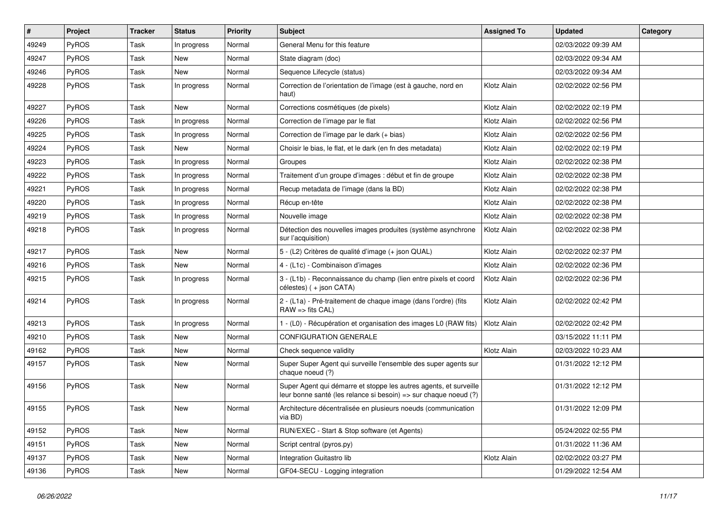| # | Project | Tracker | Status | Priority | Subject | Assigned To | Updated | Category |
|---|---|---|---|---|---|---|---|---|
| 49249 | PyROS | Task | In progress | Normal | General Menu for this feature | | 02/03/2022 09:39 AM | |
| 49247 | PyROS | Task | New | Normal | State diagram (doc) | | 02/03/2022 09:34 AM | |
| 49246 | PyROS | Task | New | Normal | Sequence Lifecycle (status) | | 02/03/2022 09:34 AM | |
| 49228 | PyROS | Task | In progress | Normal | Correction de l'orientation de l'image (est à gauche, nord en haut) | Klotz Alain | 02/02/2022 02:56 PM | |
| 49227 | PyROS | Task | New | Normal | Corrections cosmétiques (de pixels) | Klotz Alain | 02/02/2022 02:19 PM | |
| 49226 | PyROS | Task | In progress | Normal | Correction de l'image par le flat | Klotz Alain | 02/02/2022 02:56 PM | |
| 49225 | PyROS | Task | In progress | Normal | Correction de l'image par le dark (+ bias) | Klotz Alain | 02/02/2022 02:56 PM | |
| 49224 | PyROS | Task | New | Normal | Choisir le bias, le flat, et le dark (en fn des metadata) | Klotz Alain | 02/02/2022 02:19 PM | |
| 49223 | PyROS | Task | In progress | Normal | Groupes | Klotz Alain | 02/02/2022 02:38 PM | |
| 49222 | PyROS | Task | In progress | Normal | Traitement d'un groupe d'images : début et fin de groupe | Klotz Alain | 02/02/2022 02:38 PM | |
| 49221 | PyROS | Task | In progress | Normal | Recup metadata de l'image (dans la BD) | Klotz Alain | 02/02/2022 02:38 PM | |
| 49220 | PyROS | Task | In progress | Normal | Récup en-tête | Klotz Alain | 02/02/2022 02:38 PM | |
| 49219 | PyROS | Task | In progress | Normal | Nouvelle image | Klotz Alain | 02/02/2022 02:38 PM | |
| 49218 | PyROS | Task | In progress | Normal | Détection des nouvelles images produites (système asynchrone sur l'acquisition) | Klotz Alain | 02/02/2022 02:38 PM | |
| 49217 | PyROS | Task | New | Normal | 5 - (L2) Critères de qualité d'image (+ json QUAL) | Klotz Alain | 02/02/2022 02:37 PM | |
| 49216 | PyROS | Task | New | Normal | 4 - (L1c) - Combinaison d'images | Klotz Alain | 02/02/2022 02:36 PM | |
| 49215 | PyROS | Task | In progress | Normal | 3 - (L1b) - Reconnaissance du champ (lien entre pixels et coord célestes) ( + json CATA) | Klotz Alain | 02/02/2022 02:36 PM | |
| 49214 | PyROS | Task | In progress | Normal | 2 - (L1a) - Pré-traitement de chaque image (dans l'ordre) (fits RAW => fits CAL) | Klotz Alain | 02/02/2022 02:42 PM | |
| 49213 | PyROS | Task | In progress | Normal | 1 - (L0) - Récupération et organisation des images L0 (RAW fits) | Klotz Alain | 02/02/2022 02:42 PM | |
| 49210 | PyROS | Task | New | Normal | CONFIGURATION GENERALE | | 03/15/2022 11:11 PM | |
| 49162 | PyROS | Task | New | Normal | Check sequence validity | Klotz Alain | 02/03/2022 10:23 AM | |
| 49157 | PyROS | Task | New | Normal | Super Super Agent qui surveille l'ensemble des super agents sur chaque noeud (?) | | 01/31/2022 12:12 PM | |
| 49156 | PyROS | Task | New | Normal | Super Agent qui démarre et stoppe les autres agents, et surveille leur bonne santé (les relance si besoin) => sur chaque noeud (?) | | 01/31/2022 12:12 PM | |
| 49155 | PyROS | Task | New | Normal | Architecture décentralisée en plusieurs noeuds (communication via BD) | | 01/31/2022 12:09 PM | |
| 49152 | PyROS | Task | New | Normal | RUN/EXEC - Start & Stop software (et Agents) | | 05/24/2022 02:55 PM | |
| 49151 | PyROS | Task | New | Normal | Script central (pyros.py) | | 01/31/2022 11:36 AM | |
| 49137 | PyROS | Task | New | Normal | Integration Guitastro lib | Klotz Alain | 02/02/2022 03:27 PM | |
| 49136 | PyROS | Task | New | Normal | GF04-SECU - Logging integration | | 01/29/2022 12:54 AM | |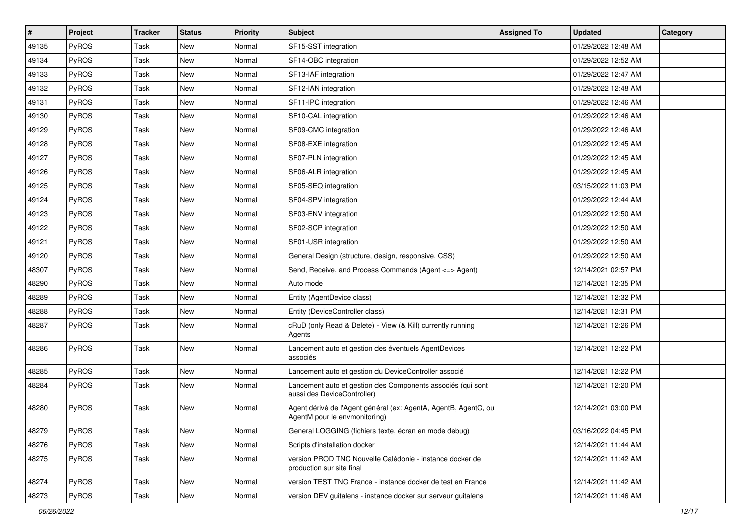| # | Project | Tracker | Status | Priority | Subject | Assigned To | Updated | Category |
|---|---|---|---|---|---|---|---|---|
| 49135 | PyROS | Task | New | Normal | SF15-SST integration | | 01/29/2022 12:48 AM | |
| 49134 | PyROS | Task | New | Normal | SF14-OBC integration | | 01/29/2022 12:52 AM | |
| 49133 | PyROS | Task | New | Normal | SF13-IAF integration | | 01/29/2022 12:47 AM | |
| 49132 | PyROS | Task | New | Normal | SF12-IAN integration | | 01/29/2022 12:48 AM | |
| 49131 | PyROS | Task | New | Normal | SF11-IPC integration | | 01/29/2022 12:46 AM | |
| 49130 | PyROS | Task | New | Normal | SF10-CAL integration | | 01/29/2022 12:46 AM | |
| 49129 | PyROS | Task | New | Normal | SF09-CMC integration | | 01/29/2022 12:46 AM | |
| 49128 | PyROS | Task | New | Normal | SF08-EXE integration | | 01/29/2022 12:45 AM | |
| 49127 | PyROS | Task | New | Normal | SF07-PLN integration | | 01/29/2022 12:45 AM | |
| 49126 | PyROS | Task | New | Normal | SF06-ALR integration | | 01/29/2022 12:45 AM | |
| 49125 | PyROS | Task | New | Normal | SF05-SEQ integration | | 03/15/2022 11:03 PM | |
| 49124 | PyROS | Task | New | Normal | SF04-SPV integration | | 01/29/2022 12:44 AM | |
| 49123 | PyROS | Task | New | Normal | SF03-ENV integration | | 01/29/2022 12:50 AM | |
| 49122 | PyROS | Task | New | Normal | SF02-SCP integration | | 01/29/2022 12:50 AM | |
| 49121 | PyROS | Task | New | Normal | SF01-USR integration | | 01/29/2022 12:50 AM | |
| 49120 | PyROS | Task | New | Normal | General Design (structure, design, responsive, CSS) | | 01/29/2022 12:50 AM | |
| 48307 | PyROS | Task | New | Normal | Send, Receive, and Process Commands (Agent <=> Agent) | | 12/14/2021 02:57 PM | |
| 48290 | PyROS | Task | New | Normal | Auto mode | | 12/14/2021 12:35 PM | |
| 48289 | PyROS | Task | New | Normal | Entity (AgentDevice class) | | 12/14/2021 12:32 PM | |
| 48288 | PyROS | Task | New | Normal | Entity (DeviceController class) | | 12/14/2021 12:31 PM | |
| 48287 | PyROS | Task | New | Normal | cRuD (only Read & Delete) - View (& Kill) currently running Agents | | 12/14/2021 12:26 PM | |
| 48286 | PyROS | Task | New | Normal | Lancement auto et gestion des éventuels AgentDevices associés | | 12/14/2021 12:22 PM | |
| 48285 | PyROS | Task | New | Normal | Lancement auto et gestion du DeviceController associé | | 12/14/2021 12:22 PM | |
| 48284 | PyROS | Task | New | Normal | Lancement auto et gestion des Components associés (qui sont aussi des DeviceController) | | 12/14/2021 12:20 PM | |
| 48280 | PyROS | Task | New | Normal | Agent dérivé de l'Agent général (ex: AgentA, AgentB, AgentC, ou AgentM pour le envmonitoring) | | 12/14/2021 03:00 PM | |
| 48279 | PyROS | Task | New | Normal | General LOGGING (fichiers texte, écran en mode debug) | | 03/16/2022 04:45 PM | |
| 48276 | PyROS | Task | New | Normal | Scripts d'installation docker | | 12/14/2021 11:44 AM | |
| 48275 | PyROS | Task | New | Normal | version PROD TNC Nouvelle Calédonie - instance docker de production sur site final | | 12/14/2021 11:42 AM | |
| 48274 | PyROS | Task | New | Normal | version TEST TNC France - instance docker de test en France | | 12/14/2021 11:42 AM | |
| 48273 | PyROS | Task | New | Normal | version DEV guitalens - instance docker sur serveur guitalens | | 12/14/2021 11:46 AM | |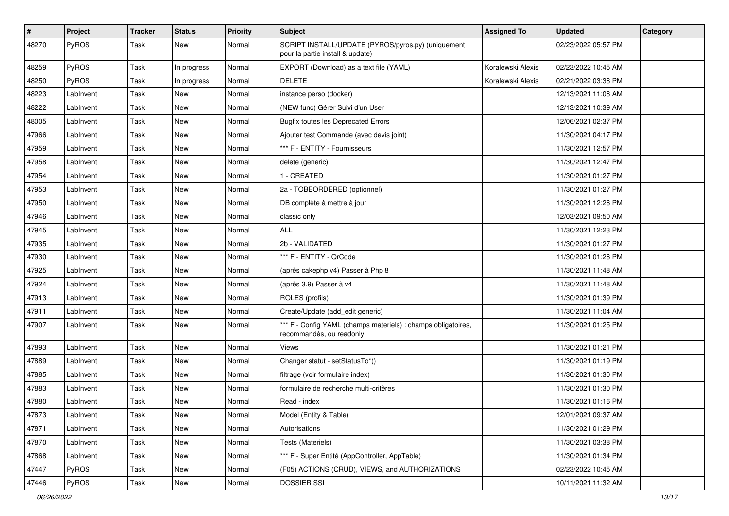| # | Project | Tracker | Status | Priority | Subject | Assigned To | Updated | Category |
|---|---|---|---|---|---|---|---|---|
| 48270 | PyROS | Task | New | Normal | SCRIPT INSTALL/UPDATE (PYROS/pyros.py) (uniquement pour la partie install & update) | | 02/23/2022 05:57 PM | |
| 48259 | PyROS | Task | In progress | Normal | EXPORT (Download) as a text file (YAML) | Koralewski Alexis | 02/23/2022 10:45 AM | |
| 48250 | PyROS | Task | In progress | Normal | DELETE | Koralewski Alexis | 02/21/2022 03:38 PM | |
| 48223 | LabInvent | Task | New | Normal | instance perso (docker) | | 12/13/2021 11:08 AM | |
| 48222 | LabInvent | Task | New | Normal | (NEW func) Gérer Suivi d'un User | | 12/13/2021 10:39 AM | |
| 48005 | LabInvent | Task | New | Normal | Bugfix toutes les Deprecated Errors | | 12/06/2021 02:37 PM | |
| 47966 | LabInvent | Task | New | Normal | Ajouter test Commande (avec devis joint) | | 11/30/2021 04:17 PM | |
| 47959 | LabInvent | Task | New | Normal | *** F - ENTITY - Fournisseurs | | 11/30/2021 12:57 PM | |
| 47958 | LabInvent | Task | New | Normal | delete (generic) | | 11/30/2021 12:47 PM | |
| 47954 | LabInvent | Task | New | Normal | 1 - CREATED | | 11/30/2021 01:27 PM | |
| 47953 | LabInvent | Task | New | Normal | 2a - TOBEORDERED (optionnel) | | 11/30/2021 01:27 PM | |
| 47950 | LabInvent | Task | New | Normal | DB complète à mettre à jour | | 11/30/2021 12:26 PM | |
| 47946 | LabInvent | Task | New | Normal | classic only | | 12/03/2021 09:50 AM | |
| 47945 | LabInvent | Task | New | Normal | ALL | | 11/30/2021 12:23 PM | |
| 47935 | LabInvent | Task | New | Normal | 2b - VALIDATED | | 11/30/2021 01:27 PM | |
| 47930 | LabInvent | Task | New | Normal | *** F - ENTITY - QrCode | | 11/30/2021 01:26 PM | |
| 47925 | LabInvent | Task | New | Normal | (après cakephp v4) Passer à Php 8 | | 11/30/2021 11:48 AM | |
| 47924 | LabInvent | Task | New | Normal | (après 3.9) Passer à v4 | | 11/30/2021 11:48 AM | |
| 47913 | LabInvent | Task | New | Normal | ROLES (profils) | | 11/30/2021 01:39 PM | |
| 47911 | LabInvent | Task | New | Normal | Create/Update (add_edit generic) | | 11/30/2021 11:04 AM | |
| 47907 | LabInvent | Task | New | Normal | *** F - Config YAML (champs materiels) : champs obligatoires, recommandés, ou readonly | | 11/30/2021 01:25 PM | |
| 47893 | LabInvent | Task | New | Normal | Views | | 11/30/2021 01:21 PM | |
| 47889 | LabInvent | Task | New | Normal | Changer statut - setStatusTo*() | | 11/30/2021 01:19 PM | |
| 47885 | LabInvent | Task | New | Normal | filtrage (voir formulaire index) | | 11/30/2021 01:30 PM | |
| 47883 | LabInvent | Task | New | Normal | formulaire de recherche multi-critères | | 11/30/2021 01:30 PM | |
| 47880 | LabInvent | Task | New | Normal | Read - index | | 11/30/2021 01:16 PM | |
| 47873 | LabInvent | Task | New | Normal | Model (Entity & Table) | | 12/01/2021 09:37 AM | |
| 47871 | LabInvent | Task | New | Normal | Autorisations | | 11/30/2021 01:29 PM | |
| 47870 | LabInvent | Task | New | Normal | Tests (Materiels) | | 11/30/2021 03:38 PM | |
| 47868 | LabInvent | Task | New | Normal | *** F - Super Entité (AppController, AppTable) | | 11/30/2021 01:34 PM | |
| 47447 | PyROS | Task | New | Normal | (F05) ACTIONS (CRUD), VIEWS, and AUTHORIZATIONS | | 02/23/2022 10:45 AM | |
| 47446 | PyROS | Task | New | Normal | DOSSIER SSI | | 10/11/2021 11:32 AM | |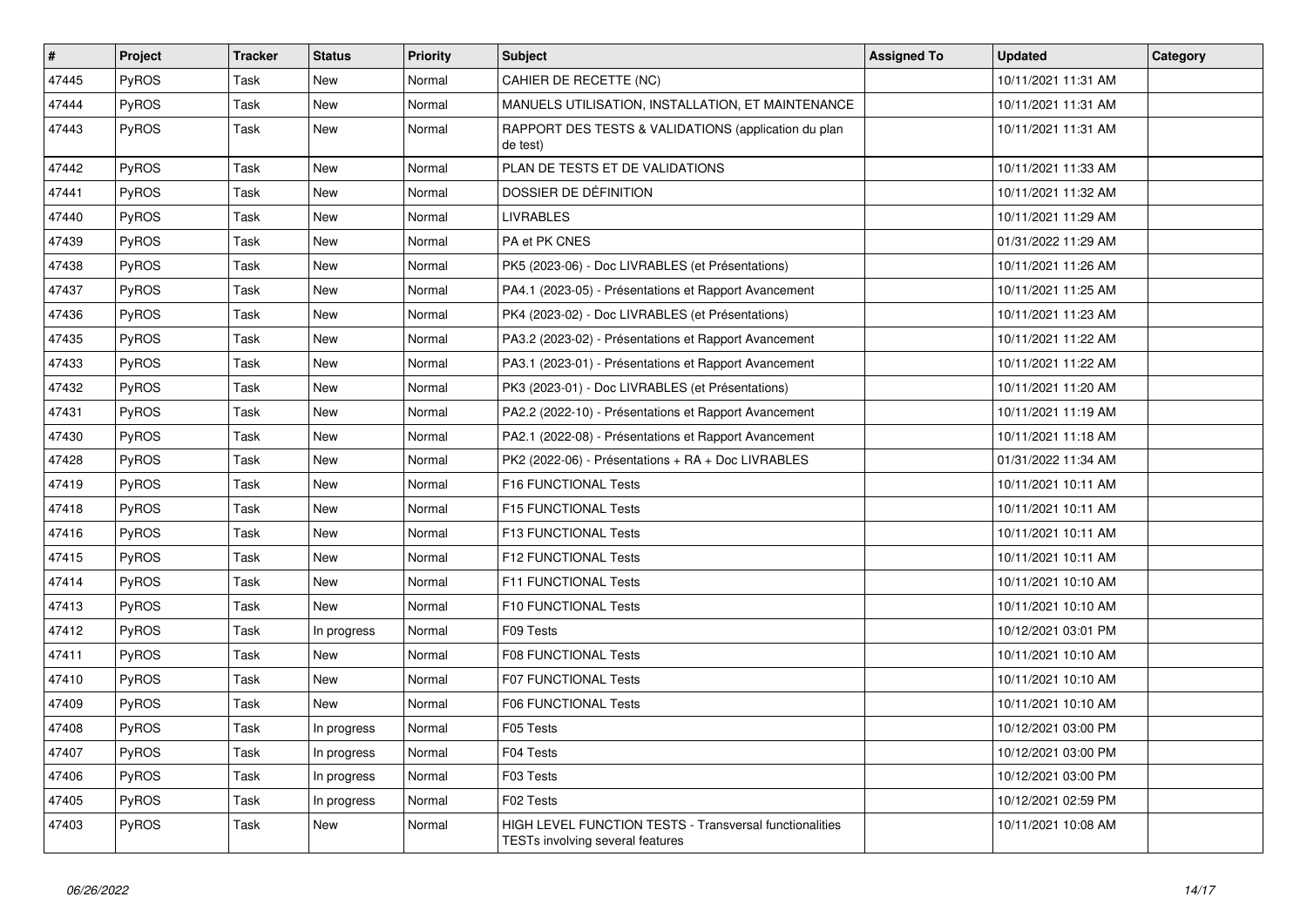| # | Project | Tracker | Status | Priority | Subject | Assigned To | Updated | Category |
|---|---|---|---|---|---|---|---|---|
| 47445 | PyROS | Task | New | Normal | CAHIER DE RECETTE (NC) | | 10/11/2021 11:31 AM | |
| 47444 | PyROS | Task | New | Normal | MANUELS UTILISATION, INSTALLATION, ET MAINTENANCE | | 10/11/2021 11:31 AM | |
| 47443 | PyROS | Task | New | Normal | RAPPORT DES TESTS & VALIDATIONS (application du plan de test) | | 10/11/2021 11:31 AM | |
| 47442 | PyROS | Task | New | Normal | PLAN DE TESTS ET DE VALIDATIONS | | 10/11/2021 11:33 AM | |
| 47441 | PyROS | Task | New | Normal | DOSSIER DE DÉFINITION | | 10/11/2021 11:32 AM | |
| 47440 | PyROS | Task | New | Normal | LIVRABLES | | 10/11/2021 11:29 AM | |
| 47439 | PyROS | Task | New | Normal | PA et PK CNES | | 01/31/2022 11:29 AM | |
| 47438 | PyROS | Task | New | Normal | PK5 (2023-06) - Doc LIVRABLES (et Présentations) | | 10/11/2021 11:26 AM | |
| 47437 | PyROS | Task | New | Normal | PA4.1 (2023-05) - Présentations et Rapport Avancement | | 10/11/2021 11:25 AM | |
| 47436 | PyROS | Task | New | Normal | PK4 (2023-02) - Doc LIVRABLES (et Présentations) | | 10/11/2021 11:23 AM | |
| 47435 | PyROS | Task | New | Normal | PA3.2 (2023-02) - Présentations et Rapport Avancement | | 10/11/2021 11:22 AM | |
| 47433 | PyROS | Task | New | Normal | PA3.1 (2023-01) - Présentations et Rapport Avancement | | 10/11/2021 11:22 AM | |
| 47432 | PyROS | Task | New | Normal | PK3 (2023-01) - Doc LIVRABLES (et Présentations) | | 10/11/2021 11:20 AM | |
| 47431 | PyROS | Task | New | Normal | PA2.2 (2022-10) - Présentations et Rapport Avancement | | 10/11/2021 11:19 AM | |
| 47430 | PyROS | Task | New | Normal | PA2.1 (2022-08) - Présentations et Rapport Avancement | | 10/11/2021 11:18 AM | |
| 47428 | PyROS | Task | New | Normal | PK2 (2022-06) - Présentations + RA + Doc LIVRABLES | | 01/31/2022 11:34 AM | |
| 47419 | PyROS | Task | New | Normal | F16 FUNCTIONAL Tests | | 10/11/2021 10:11 AM | |
| 47418 | PyROS | Task | New | Normal | F15 FUNCTIONAL Tests | | 10/11/2021 10:11 AM | |
| 47416 | PyROS | Task | New | Normal | F13 FUNCTIONAL Tests | | 10/11/2021 10:11 AM | |
| 47415 | PyROS | Task | New | Normal | F12 FUNCTIONAL Tests | | 10/11/2021 10:11 AM | |
| 47414 | PyROS | Task | New | Normal | F11 FUNCTIONAL Tests | | 10/11/2021 10:10 AM | |
| 47413 | PyROS | Task | New | Normal | F10 FUNCTIONAL Tests | | 10/11/2021 10:10 AM | |
| 47412 | PyROS | Task | In progress | Normal | F09 Tests | | 10/12/2021 03:01 PM | |
| 47411 | PyROS | Task | New | Normal | F08 FUNCTIONAL Tests | | 10/11/2021 10:10 AM | |
| 47410 | PyROS | Task | New | Normal | F07 FUNCTIONAL Tests | | 10/11/2021 10:10 AM | |
| 47409 | PyROS | Task | New | Normal | F06 FUNCTIONAL Tests | | 10/11/2021 10:10 AM | |
| 47408 | PyROS | Task | In progress | Normal | F05 Tests | | 10/12/2021 03:00 PM | |
| 47407 | PyROS | Task | In progress | Normal | F04 Tests | | 10/12/2021 03:00 PM | |
| 47406 | PyROS | Task | In progress | Normal | F03 Tests | | 10/12/2021 03:00 PM | |
| 47405 | PyROS | Task | In progress | Normal | F02 Tests | | 10/12/2021 02:59 PM | |
| 47403 | PyROS | Task | New | Normal | HIGH LEVEL FUNCTION TESTS - Transversal functionalities TESTs involving several features | | 10/11/2021 10:08 AM | |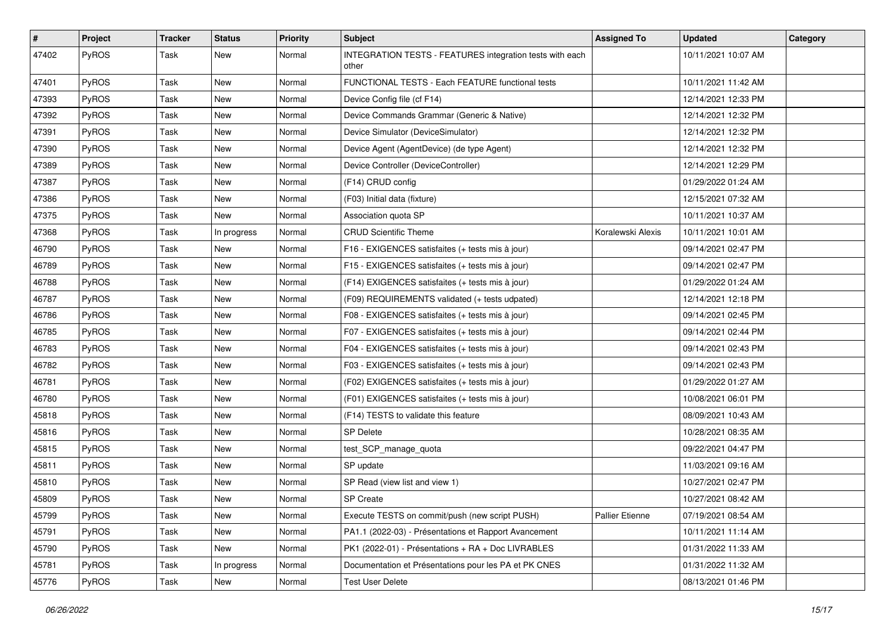| # | Project | Tracker | Status | Priority | Subject | Assigned To | Updated | Category |
|---|---|---|---|---|---|---|---|---|
| 47402 | PyROS | Task | New | Normal | INTEGRATION TESTS - FEATURES integration tests with each other | | 10/11/2021 10:07 AM | |
| 47401 | PyROS | Task | New | Normal | FUNCTIONAL TESTS - Each FEATURE functional tests | | 10/11/2021 11:42 AM | |
| 47393 | PyROS | Task | New | Normal | Device Config file (cf F14) | | 12/14/2021 12:33 PM | |
| 47392 | PyROS | Task | New | Normal | Device Commands Grammar (Generic & Native) | | 12/14/2021 12:32 PM | |
| 47391 | PyROS | Task | New | Normal | Device Simulator (DeviceSimulator) | | 12/14/2021 12:32 PM | |
| 47390 | PyROS | Task | New | Normal | Device Agent (AgentDevice) (de type Agent) | | 12/14/2021 12:32 PM | |
| 47389 | PyROS | Task | New | Normal | Device Controller (DeviceController) | | 12/14/2021 12:29 PM | |
| 47387 | PyROS | Task | New | Normal | (F14) CRUD config | | 01/29/2022 01:24 AM | |
| 47386 | PyROS | Task | New | Normal | (F03) Initial data (fixture) | | 12/15/2021 07:32 AM | |
| 47375 | PyROS | Task | New | Normal | Association quota SP | | 10/11/2021 10:37 AM | |
| 47368 | PyROS | Task | In progress | Normal | CRUD Scientific Theme | Koralewski Alexis | 10/11/2021 10:01 AM | |
| 46790 | PyROS | Task | New | Normal | F16 - EXIGENCES satisfaites (+ tests mis à jour) | | 09/14/2021 02:47 PM | |
| 46789 | PyROS | Task | New | Normal | F15 - EXIGENCES satisfaites (+ tests mis à jour) | | 09/14/2021 02:47 PM | |
| 46788 | PyROS | Task | New | Normal | (F14) EXIGENCES satisfaites (+ tests mis à jour) | | 01/29/2022 01:24 AM | |
| 46787 | PyROS | Task | New | Normal | (F09) REQUIREMENTS validated (+ tests udpated) | | 12/14/2021 12:18 PM | |
| 46786 | PyROS | Task | New | Normal | F08 - EXIGENCES satisfaites (+ tests mis à jour) | | 09/14/2021 02:45 PM | |
| 46785 | PyROS | Task | New | Normal | F07 - EXIGENCES satisfaites (+ tests mis à jour) | | 09/14/2021 02:44 PM | |
| 46783 | PyROS | Task | New | Normal | F04 - EXIGENCES satisfaites (+ tests mis à jour) | | 09/14/2021 02:43 PM | |
| 46782 | PyROS | Task | New | Normal | F03 - EXIGENCES satisfaites (+ tests mis à jour) | | 09/14/2021 02:43 PM | |
| 46781 | PyROS | Task | New | Normal | (F02) EXIGENCES satisfaites (+ tests mis à jour) | | 01/29/2022 01:27 AM | |
| 46780 | PyROS | Task | New | Normal | (F01) EXIGENCES satisfaites (+ tests mis à jour) | | 10/08/2021 06:01 PM | |
| 45818 | PyROS | Task | New | Normal | (F14) TESTS to validate this feature | | 08/09/2021 10:43 AM | |
| 45816 | PyROS | Task | New | Normal | SP Delete | | 10/28/2021 08:35 AM | |
| 45815 | PyROS | Task | New | Normal | test_SCP_manage_quota | | 09/22/2021 04:47 PM | |
| 45811 | PyROS | Task | New | Normal | SP update | | 11/03/2021 09:16 AM | |
| 45810 | PyROS | Task | New | Normal | SP Read (view list and view 1) | | 10/27/2021 02:47 PM | |
| 45809 | PyROS | Task | New | Normal | SP Create | | 10/27/2021 08:42 AM | |
| 45799 | PyROS | Task | New | Normal | Execute TESTS on commit/push (new script PUSH) | Pallier Etienne | 07/19/2021 08:54 AM | |
| 45791 | PyROS | Task | New | Normal | PA1.1 (2022-03) - Présentations et Rapport Avancement | | 10/11/2021 11:14 AM | |
| 45790 | PyROS | Task | New | Normal | PK1 (2022-01) - Présentations + RA + Doc LIVRABLES | | 01/31/2022 11:33 AM | |
| 45781 | PyROS | Task | In progress | Normal | Documentation et Présentations pour les PA et PK CNES | | 01/31/2022 11:32 AM | |
| 45776 | PyROS | Task | New | Normal | Test User Delete | | 08/13/2021 01:46 PM | |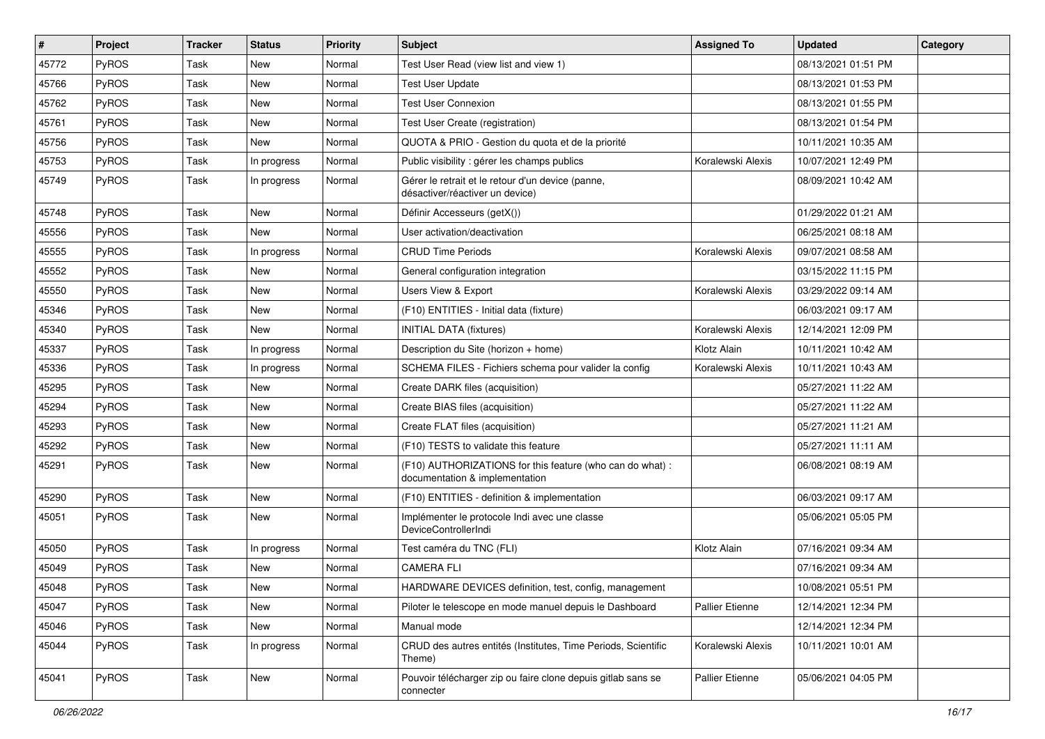| # | Project | Tracker | Status | Priority | Subject | Assigned To | Updated | Category |
|---|---|---|---|---|---|---|---|---|
| 45772 | PyROS | Task | New | Normal | Test User Read (view list and view 1) | | 08/13/2021 01:51 PM | |
| 45766 | PyROS | Task | New | Normal | Test User Update | | 08/13/2021 01:53 PM | |
| 45762 | PyROS | Task | New | Normal | Test User Connexion | | 08/13/2021 01:55 PM | |
| 45761 | PyROS | Task | New | Normal | Test User Create (registration) | | 08/13/2021 01:54 PM | |
| 45756 | PyROS | Task | New | Normal | QUOTA & PRIO - Gestion du quota et de la priorité | | 10/11/2021 10:35 AM | |
| 45753 | PyROS | Task | In progress | Normal | Public visibility : gérer les champs publics | Koralewski Alexis | 10/07/2021 12:49 PM | |
| 45749 | PyROS | Task | In progress | Normal | Gérer le retrait et le retour d'un device (panne, désactiver/réactiver un device) | | 08/09/2021 10:42 AM | |
| 45748 | PyROS | Task | New | Normal | Définir Accesseurs (getX()) | | 01/29/2022 01:21 AM | |
| 45556 | PyROS | Task | New | Normal | User activation/deactivation | | 06/25/2021 08:18 AM | |
| 45555 | PyROS | Task | In progress | Normal | CRUD Time Periods | Koralewski Alexis | 09/07/2021 08:58 AM | |
| 45552 | PyROS | Task | New | Normal | General configuration integration | | 03/15/2022 11:15 PM | |
| 45550 | PyROS | Task | New | Normal | Users View & Export | Koralewski Alexis | 03/29/2022 09:14 AM | |
| 45346 | PyROS | Task | New | Normal | (F10) ENTITIES - Initial data (fixture) | | 06/03/2021 09:17 AM | |
| 45340 | PyROS | Task | New | Normal | INITIAL DATA (fixtures) | Koralewski Alexis | 12/14/2021 12:09 PM | |
| 45337 | PyROS | Task | In progress | Normal | Description du Site (horizon + home) | Klotz Alain | 10/11/2021 10:42 AM | |
| 45336 | PyROS | Task | In progress | Normal | SCHEMA FILES - Fichiers schema pour valider la config | Koralewski Alexis | 10/11/2021 10:43 AM | |
| 45295 | PyROS | Task | New | Normal | Create DARK files (acquisition) | | 05/27/2021 11:22 AM | |
| 45294 | PyROS | Task | New | Normal | Create BIAS files (acquisition) | | 05/27/2021 11:22 AM | |
| 45293 | PyROS | Task | New | Normal | Create FLAT files (acquisition) | | 05/27/2021 11:21 AM | |
| 45292 | PyROS | Task | New | Normal | (F10) TESTS to validate this feature | | 05/27/2021 11:11 AM | |
| 45291 | PyROS | Task | New | Normal | (F10) AUTHORIZATIONS for this feature (who can do what) : documentation & implementation | | 06/08/2021 08:19 AM | |
| 45290 | PyROS | Task | New | Normal | (F10) ENTITIES - definition & implementation | | 06/03/2021 09:17 AM | |
| 45051 | PyROS | Task | New | Normal | Implémenter le protocole Indi avec une classe DeviceControllerIndi | | 05/06/2021 05:05 PM | |
| 45050 | PyROS | Task | In progress | Normal | Test caméra du TNC (FLI) | Klotz Alain | 07/16/2021 09:34 AM | |
| 45049 | PyROS | Task | New | Normal | CAMERA FLI | | 07/16/2021 09:34 AM | |
| 45048 | PyROS | Task | New | Normal | HARDWARE DEVICES definition, test, config, management | | 10/08/2021 05:51 PM | |
| 45047 | PyROS | Task | New | Normal | Piloter le telescope en mode manuel depuis le Dashboard | Pallier Etienne | 12/14/2021 12:34 PM | |
| 45046 | PyROS | Task | New | Normal | Manual mode | | 12/14/2021 12:34 PM | |
| 45044 | PyROS | Task | In progress | Normal | CRUD des autres entités (Institutes, Time Periods, Scientific Theme) | Koralewski Alexis | 10/11/2021 10:01 AM | |
| 45041 | PyROS | Task | New | Normal | Pouvoir télécharger zip ou faire clone depuis gitlab sans se connecter | Pallier Etienne | 05/06/2021 04:05 PM | |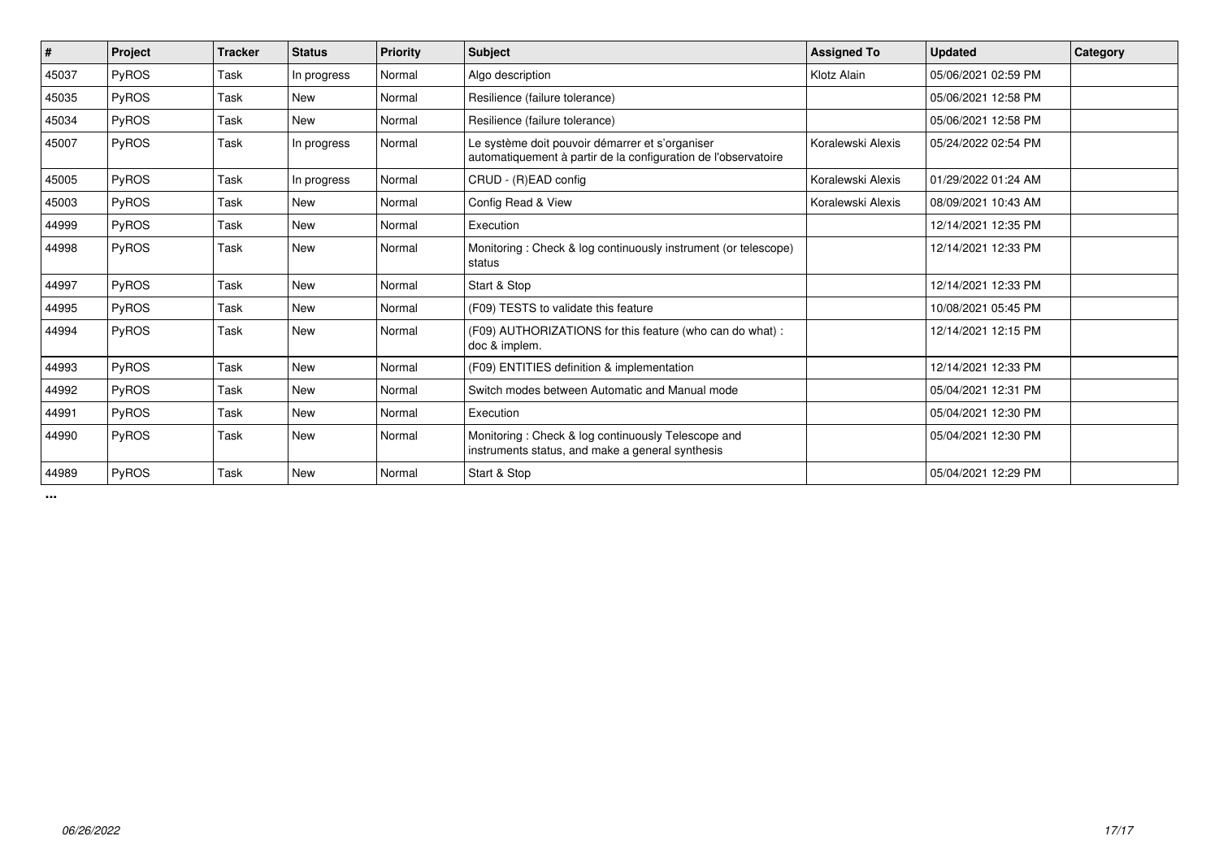| # | Project | Tracker | Status | Priority | Subject | Assigned To | Updated | Category |
|---|---|---|---|---|---|---|---|---|
| 45037 | PyROS | Task | In progress | Normal | Algo description | Klotz Alain | 05/06/2021 02:59 PM | |
| 45035 | PyROS | Task | New | Normal | Resilience (failure tolerance) | | 05/06/2021 12:58 PM | |
| 45034 | PyROS | Task | New | Normal | Resilience (failure tolerance) | | 05/06/2021 12:58 PM | |
| 45007 | PyROS | Task | In progress | Normal | Le système doit pouvoir démarrer et s'organiser automatiquement à partir de la configuration de l'observatoire | Koralewski Alexis | 05/24/2022 02:54 PM | |
| 45005 | PyROS | Task | In progress | Normal | CRUD - (R)EAD config | Koralewski Alexis | 01/29/2022 01:24 AM | |
| 45003 | PyROS | Task | New | Normal | Config Read & View | Koralewski Alexis | 08/09/2021 10:43 AM | |
| 44999 | PyROS | Task | New | Normal | Execution | | 12/14/2021 12:35 PM | |
| 44998 | PyROS | Task | New | Normal | Monitoring : Check & log continuously instrument (or telescope) status | | 12/14/2021 12:33 PM | |
| 44997 | PyROS | Task | New | Normal | Start & Stop | | 12/14/2021 12:33 PM | |
| 44995 | PyROS | Task | New | Normal | (F09) TESTS to validate this feature | | 10/08/2021 05:45 PM | |
| 44994 | PyROS | Task | New | Normal | (F09) AUTHORIZATIONS for this feature (who can do what) : doc & implem. | | 12/14/2021 12:15 PM | |
| 44993 | PyROS | Task | New | Normal | (F09) ENTITIES definition & implementation | | 12/14/2021 12:33 PM | |
| 44992 | PyROS | Task | New | Normal | Switch modes between Automatic and Manual mode | | 05/04/2021 12:31 PM | |
| 44991 | PyROS | Task | New | Normal | Execution | | 05/04/2021 12:30 PM | |
| 44990 | PyROS | Task | New | Normal | Monitoring : Check & log continuously Telescope and instruments status, and make a general synthesis | | 05/04/2021 12:30 PM | |
| 44989 | PyROS | Task | New | Normal | Start & Stop | | 05/04/2021 12:29 PM | |

...